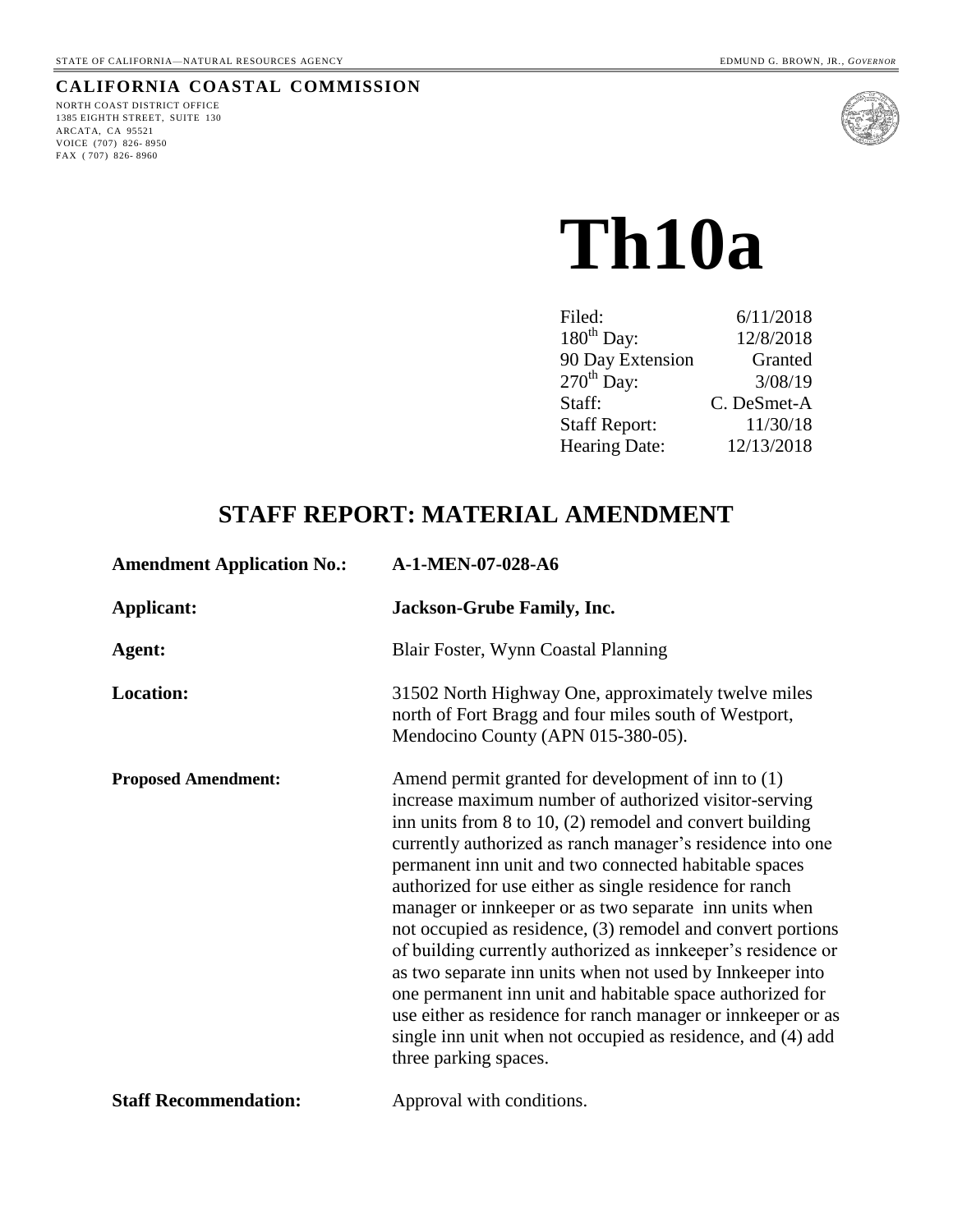STATE OF CALIFORNIA—NATURAL RESOURCES AGENCY EDMUND G. BROWN, JR., *GOVERNOR*

**CALIFORNIA COASTAL COMMISSION**

NORTH COAST DISTRICT OFFICE
1385 EIGHTH STREET, SUITE 130
ARCATA, CA 95521
VOICE (707) 826- 8950
FAX (707) 826- 8960

# Th10a

| | |
|---|---|
| Filed: | 6/11/2018 |
| 180th Day: | 12/8/2018 |
| 90 Day Extension | Granted |
| 270th Day: | 3/08/19 |
| Staff: | C. DeSmet-A |
| Staff Report: | 11/30/18 |
| Hearing Date: | 12/13/2018 |

## STAFF REPORT: MATERIAL AMENDMENT

**Amendment Application No.:** **A-1-MEN-07-028-A6**

**Applicant:** **Jackson-Grube Family, Inc.**

**Agent:** Blair Foster, Wynn Coastal Planning

**Location:** 31502 North Highway One, approximately twelve miles north of Fort Bragg and four miles south of Westport, Mendocino County (APN 015-380-05).

**Proposed Amendment:** Amend permit granted for development of inn to (1) increase maximum number of authorized visitor-serving inn units from 8 to 10, (2) remodel and convert building currently authorized as ranch manager's residence into one permanent inn unit and two connected habitable spaces authorized for use either as single residence for ranch manager or innkeeper or as two separate inn units when not occupied as residence, (3) remodel and convert portions of building currently authorized as innkeeper's residence or as two separate inn units when not used by Innkeeper into one permanent inn unit and habitable space authorized for use either as residence for ranch manager or innkeeper or as single inn unit when not occupied as residence, and (4) add three parking spaces.

**Staff Recommendation:** Approval with conditions.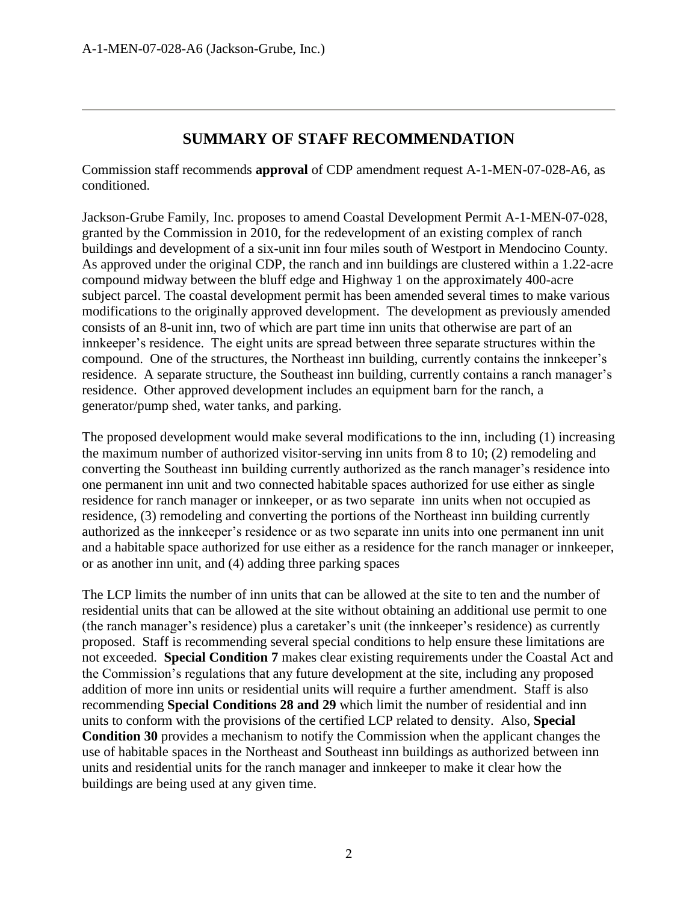## SUMMARY OF STAFF RECOMMENDATION

Commission staff recommends **approval** of CDP amendment request A-1-MEN-07-028-A6, as conditioned.

Jackson-Grube Family, Inc. proposes to amend Coastal Development Permit A-1-MEN-07-028, granted by the Commission in 2010, for the redevelopment of an existing complex of ranch buildings and development of a six-unit inn four miles south of Westport in Mendocino County. As approved under the original CDP, the ranch and inn buildings are clustered within a 1.22-acre compound midway between the bluff edge and Highway 1 on the approximately 400-acre subject parcel. The coastal development permit has been amended several times to make various modifications to the originally approved development. The development as previously amended consists of an 8-unit inn, two of which are part time inn units that otherwise are part of an innkeeper's residence. The eight units are spread between three separate structures within the compound. One of the structures, the Northeast inn building, currently contains the innkeeper's residence. A separate structure, the Southeast inn building, currently contains a ranch manager's residence. Other approved development includes an equipment barn for the ranch, a generator/pump shed, water tanks, and parking.

The proposed development would make several modifications to the inn, including (1) increasing the maximum number of authorized visitor-serving inn units from 8 to 10; (2) remodeling and converting the Southeast inn building currently authorized as the ranch manager's residence into one permanent inn unit and two connected habitable spaces authorized for use either as single residence for ranch manager or innkeeper, or as two separate inn units when not occupied as residence, (3) remodeling and converting the portions of the Northeast inn building currently authorized as the innkeeper's residence or as two separate inn units into one permanent inn unit and a habitable space authorized for use either as a residence for the ranch manager or innkeeper, or as another inn unit, and (4) adding three parking spaces

The LCP limits the number of inn units that can be allowed at the site to ten and the number of residential units that can be allowed at the site without obtaining an additional use permit to one (the ranch manager's residence) plus a caretaker's unit (the innkeeper's residence) as currently proposed. Staff is recommending several special conditions to help ensure these limitations are not exceeded. **Special Condition 7** makes clear existing requirements under the Coastal Act and the Commission's regulations that any future development at the site, including any proposed addition of more inn units or residential units will require a further amendment. Staff is also recommending **Special Conditions 28 and 29** which limit the number of residential and inn units to conform with the provisions of the certified LCP related to density. Also, **Special Condition 30** provides a mechanism to notify the Commission when the applicant changes the use of habitable spaces in the Northeast and Southeast inn buildings as authorized between inn units and residential units for the ranch manager and innkeeper to make it clear how the buildings are being used at any given time.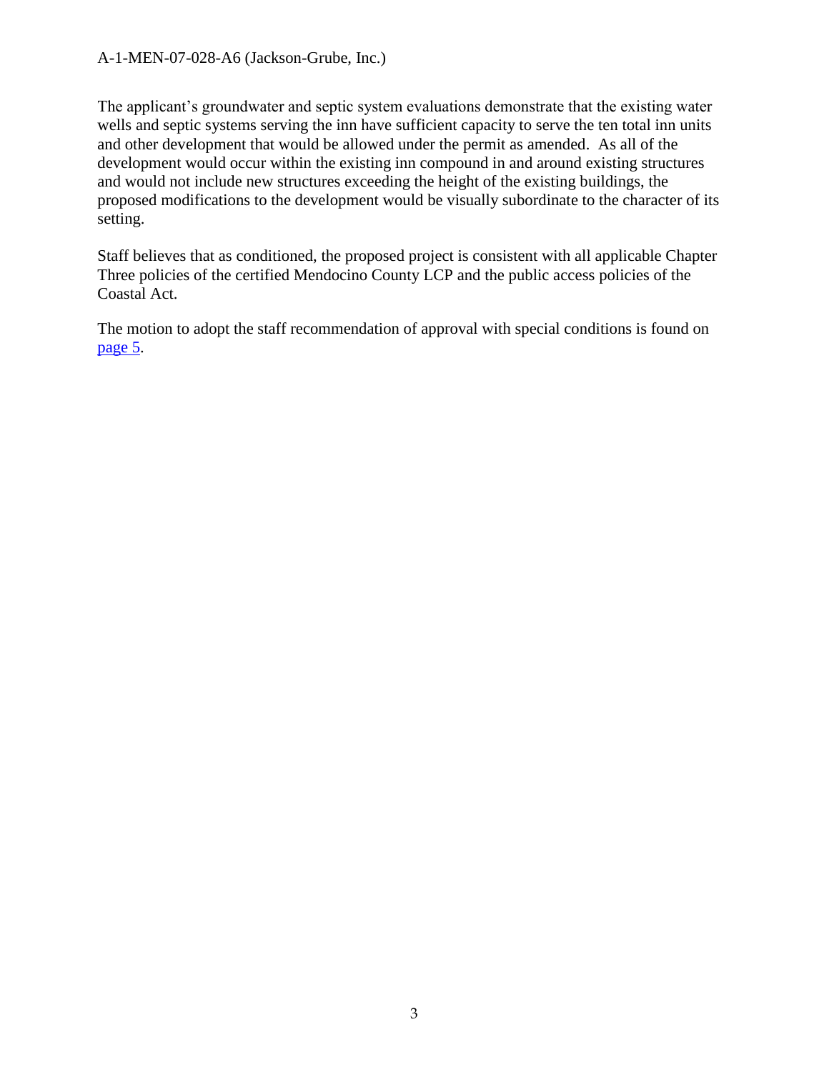The applicant's groundwater and septic system evaluations demonstrate that the existing water wells and septic systems serving the inn have sufficient capacity to serve the ten total inn units and other development that would be allowed under the permit as amended. As all of the development would occur within the existing inn compound in and around existing structures and would not include new structures exceeding the height of the existing buildings, the proposed modifications to the development would be visually subordinate to the character of its setting.

Staff believes that as conditioned, the proposed project is consistent with all applicable Chapter Three policies of the certified Mendocino County LCP and the public access policies of the Coastal Act.

The motion to adopt the staff recommendation of approval with special conditions is found on page 5.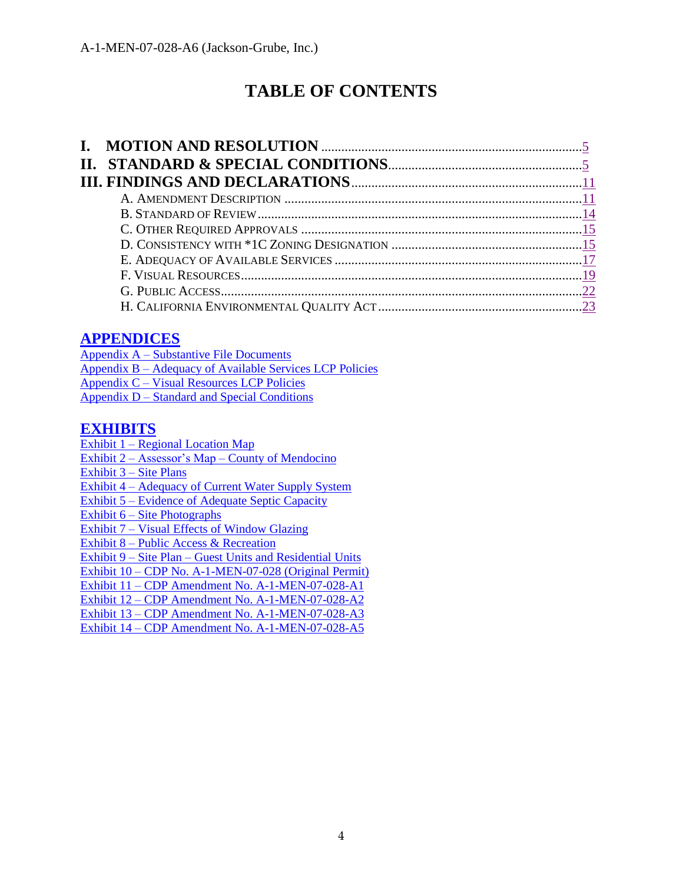# TABLE OF CONTENTS

**I. MOTION AND RESOLUTION** .......... 5

**II. STANDARD & SPECIAL CONDITIONS** .......... 5

**III. FINDINGS AND DECLARATIONS** .......... 11

- A. AMENDMENT DESCRIPTION .......... 11
- B. STANDARD OF REVIEW .......... 14
- C. OTHER REQUIRED APPROVALS .......... 15
- D. CONSISTENCY WITH *1C ZONING DESIGNATION .......... 15
- E. ADEQUACY OF AVAILABLE SERVICES .......... 17
- F. VISUAL RESOURCES .......... 19
- G. PUBLIC ACCESS .......... 22
- H. CALIFORNIA ENVIRONMENTAL QUALITY ACT .......... 23

## APPENDICES

Appendix A – Substantive File Documents
Appendix B – Adequacy of Available Services LCP Policies
Appendix C – Visual Resources LCP Policies
Appendix D – Standard and Special Conditions

## EXHIBITS

Exhibit 1 – Regional Location Map
Exhibit 2 – Assessor's Map – County of Mendocino
Exhibit 3 – Site Plans
Exhibit 4 – Adequacy of Current Water Supply System
Exhibit 5 – Evidence of Adequate Septic Capacity
Exhibit 6 – Site Photographs
Exhibit 7 – Visual Effects of Window Glazing
Exhibit 8 – Public Access & Recreation
Exhibit 9 – Site Plan – Guest Units and Residential Units
Exhibit 10 – CDP No. A-1-MEN-07-028 (Original Permit)
Exhibit 11 – CDP Amendment No. A-1-MEN-07-028-A1
Exhibit 12 – CDP Amendment No. A-1-MEN-07-028-A2
Exhibit 13 – CDP Amendment No. A-1-MEN-07-028-A3
Exhibit 14 – CDP Amendment No. A-1-MEN-07-028-A5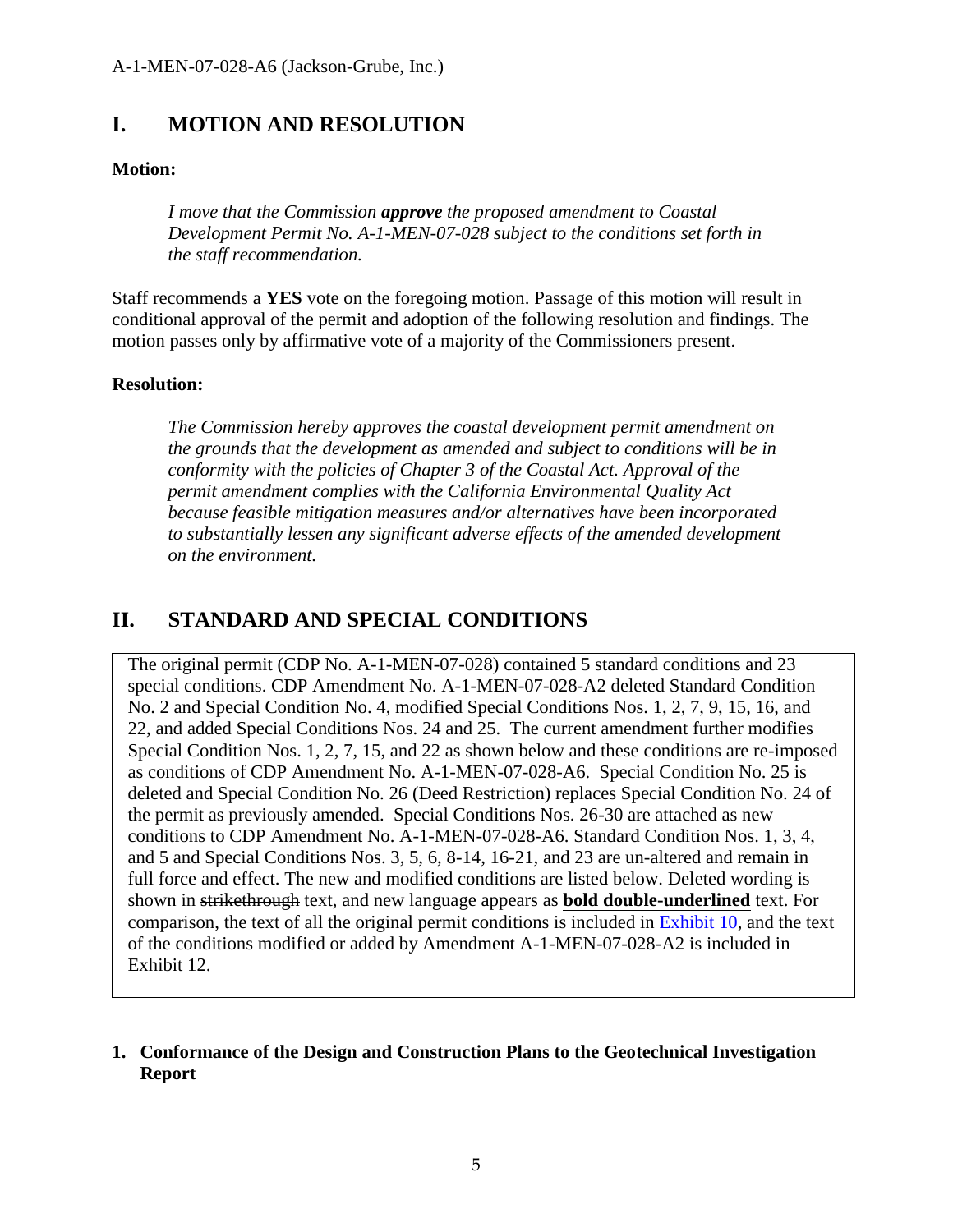## I. MOTION AND RESOLUTION

**Motion:**

> *I move that the Commission **approve** the proposed amendment to Coastal Development Permit No. A-1-MEN-07-028 subject to the conditions set forth in the staff recommendation.*

Staff recommends a **YES** vote on the foregoing motion. Passage of this motion will result in conditional approval of the permit and adoption of the following resolution and findings. The motion passes only by affirmative vote of a majority of the Commissioners present.

**Resolution:**

> *The Commission hereby approves the coastal development permit amendment on the grounds that the development as amended and subject to conditions will be in conformity with the policies of Chapter 3 of the Coastal Act. Approval of the permit amendment complies with the California Environmental Quality Act because feasible mitigation measures and/or alternatives have been incorporated to substantially lessen any significant adverse effects of the amended development on the environment.*

## II. STANDARD AND SPECIAL CONDITIONS

The original permit (CDP No. A-1-MEN-07-028) contained 5 standard conditions and 23 special conditions. CDP Amendment No. A-1-MEN-07-028-A2 deleted Standard Condition No. 2 and Special Condition No. 4, modified Special Conditions Nos. 1, 2, 7, 9, 15, 16, and 22, and added Special Conditions Nos. 24 and 25. The current amendment further modifies Special Condition Nos. 1, 2, 7, 15, and 22 as shown below and these conditions are re-imposed as conditions of CDP Amendment No. A-1-MEN-07-028-A6. Special Condition No. 25 is deleted and Special Condition No. 26 (Deed Restriction) replaces Special Condition No. 24 of the permit as previously amended. Special Conditions Nos. 26-30 are attached as new conditions to CDP Amendment No. A-1-MEN-07-028-A6. Standard Condition Nos. 1, 3, 4, and 5 and Special Conditions Nos. 3, 5, 6, 8-14, 16-21, and 23 are un-altered and remain in full force and effect. The new and modified conditions are listed below. Deleted wording is shown in ~~strikethrough~~ text, and new language appears as **bold double-underlined** text. For comparison, the text of all the original permit conditions is included in Exhibit 10, and the text of the conditions modified or added by Amendment A-1-MEN-07-028-A2 is included in Exhibit 12.

**1. Conformance of the Design and Construction Plans to the Geotechnical Investigation Report**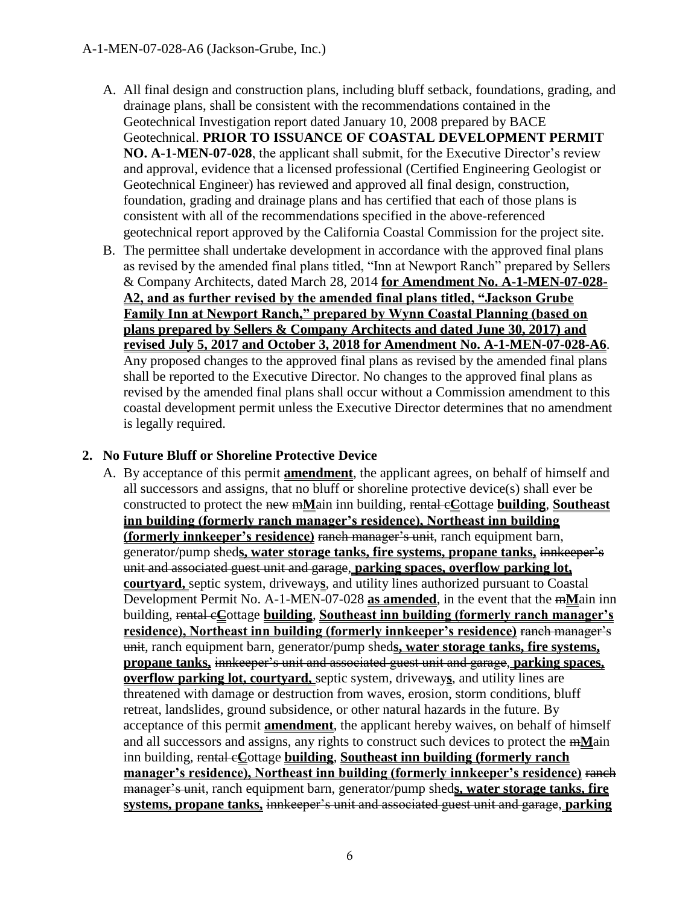A. All final design and construction plans, including bluff setback, foundations, grading, and drainage plans, shall be consistent with the recommendations contained in the Geotechnical Investigation report dated January 10, 2008 prepared by BACE Geotechnical. **PRIOR TO ISSUANCE OF COASTAL DEVELOPMENT PERMIT NO. A-1-MEN-07-028**, the applicant shall submit, for the Executive Director's review and approval, evidence that a licensed professional (Certified Engineering Geologist or Geotechnical Engineer) has reviewed and approved all final design, construction, foundation, grading and drainage plans and has certified that each of those plans is consistent with all of the recommendations specified in the above-referenced geotechnical report approved by the California Coastal Commission for the project site.

B. The permittee shall undertake development in accordance with the approved final plans as revised by the amended final plans titled, "Inn at Newport Ranch" prepared by Sellers & Company Architects, dated March 28, 2014 **for Amendment No. A-1-MEN-07-028-A2, and as further revised by the amended final plans titled, "Jackson Grube Family Inn at Newport Ranch," prepared by Wynn Coastal Planning (based on plans prepared by Sellers & Company Architects and dated June 30, 2017) and revised July 5, 2017 and October 3, 2018 for Amendment No. A-1-MEN-07-028-A6**. Any proposed changes to the approved final plans as revised by the amended final plans shall be reported to the Executive Director. No changes to the approved final plans as revised by the amended final plans shall occur without a Commission amendment to this coastal development permit unless the Executive Director determines that no amendment is legally required.

## 2. No Future Bluff or Shoreline Protective Device

A. By acceptance of this permit **amendment**, the applicant agrees, on behalf of himself and all successors and assigns, that no bluff or shoreline protective device(s) shall ever be constructed to protect the ~~new m~~**M**ain inn building, ~~rental c~~**C**ottage **building**, **Southeast inn building (formerly ranch manager's residence), Northeast inn building (formerly innkeeper's residence)** ~~ranch manager's unit~~, ranch equipment barn, generator/pump shed**s, water storage tanks, fire systems, propane tanks,** ~~innkeeper's unit and associated guest unit and garage~~, **parking spaces, overflow parking lot, courtyard,** septic system, driveway**s**, and utility lines authorized pursuant to Coastal Development Permit No. A-1-MEN-07-028 **as amended**, in the event that the ~~m~~**M**ain inn building, ~~rental c~~**C**ottage **building**, **Southeast inn building (formerly ranch manager's residence), Northeast inn building (formerly innkeeper's residence)** ~~ranch manager's unit~~, ranch equipment barn, generator/pump shed**s, water storage tanks, fire systems, propane tanks,** ~~innkeeper's unit and associated guest unit and garage~~, **parking spaces, overflow parking lot, courtyard,** septic system, driveway**s**, and utility lines are threatened with damage or destruction from waves, erosion, storm conditions, bluff retreat, landslides, ground subsidence, or other natural hazards in the future. By acceptance of this permit **amendment**, the applicant hereby waives, on behalf of himself and all successors and assigns, any rights to construct such devices to protect the ~~m~~**M**ain inn building, ~~rental c~~**C**ottage **building**, **Southeast inn building (formerly ranch manager's residence), Northeast inn building (formerly innkeeper's residence)** ~~ranch manager's unit~~, ranch equipment barn, generator/pump shed**s, water storage tanks, fire systems, propane tanks,** ~~innkeeper's unit and associated guest unit and garage~~, **parking**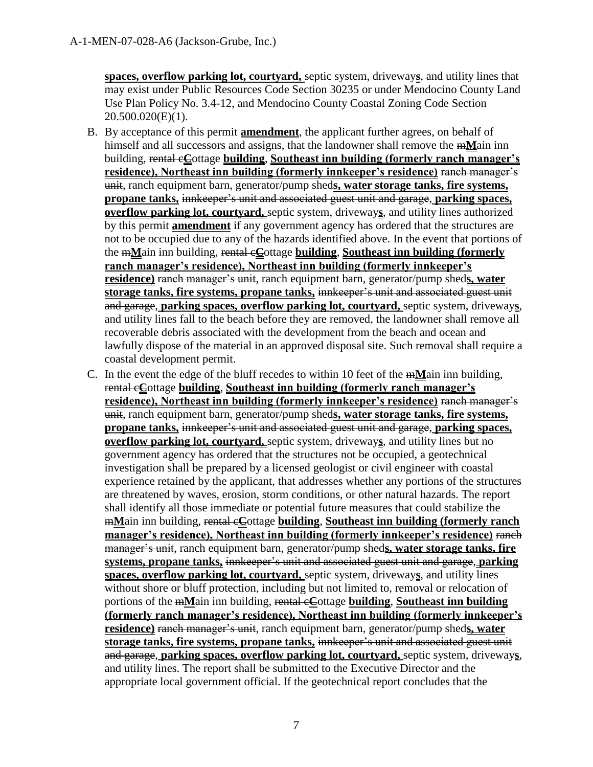**spaces, overflow parking lot, courtyard,** septic system, driveway**s**, and utility lines that may exist under Public Resources Code Section 30235 or under Mendocino County Land Use Plan Policy No. 3.4-12, and Mendocino County Coastal Zoning Code Section 20.500.020(E)(1).

B. By acceptance of this permit **amendment**, the applicant further agrees, on behalf of himself and all successors and assigns, that the landowner shall remove the ~~m~~**M**ain inn building, ~~rental c~~**C**ottage **building**, **Southeast inn building (formerly ranch manager's residence), Northeast inn building (formerly innkeeper's residence)** ~~ranch manager's unit~~, ranch equipment barn, generator/pump shed**s, water storage tanks, fire systems, propane tanks,** ~~innkeeper's unit and associated guest unit and garage~~, **parking spaces, overflow parking lot, courtyard,** septic system, driveway**s**, and utility lines authorized by this permit **amendment** if any government agency has ordered that the structures are not to be occupied due to any of the hazards identified above. In the event that portions of the ~~m~~**M**ain inn building, ~~rental c~~**C**ottage **building**, **Southeast inn building (formerly ranch manager's residence), Northeast inn building (formerly innkeeper's residence)** ~~ranch manager's unit~~, ranch equipment barn, generator/pump shed**s, water storage tanks, fire systems, propane tanks,** ~~innkeeper's unit and associated guest unit and garage~~, **parking spaces, overflow parking lot, courtyard,** septic system, driveway**s**, and utility lines fall to the beach before they are removed, the landowner shall remove all recoverable debris associated with the development from the beach and ocean and lawfully dispose of the material in an approved disposal site. Such removal shall require a coastal development permit.

C. In the event the edge of the bluff recedes to within 10 feet of the ~~m~~**M**ain inn building, ~~rental c~~**C**ottage **building**, **Southeast inn building (formerly ranch manager's residence), Northeast inn building (formerly innkeeper's residence)** ~~ranch manager's unit~~, ranch equipment barn, generator/pump shed**s, water storage tanks, fire systems, propane tanks,** ~~innkeeper's unit and associated guest unit and garage~~, **parking spaces, overflow parking lot, courtyard,** septic system, driveway**s**, and utility lines but no government agency has ordered that the structures not be occupied, a geotechnical investigation shall be prepared by a licensed geologist or civil engineer with coastal experience retained by the applicant, that addresses whether any portions of the structures are threatened by waves, erosion, storm conditions, or other natural hazards. The report shall identify all those immediate or potential future measures that could stabilize the ~~m~~**M**ain inn building, ~~rental c~~**C**ottage **building**, **Southeast inn building (formerly ranch manager's residence), Northeast inn building (formerly innkeeper's residence)** ~~ranch manager's unit~~, ranch equipment barn, generator/pump shed**s, water storage tanks, fire systems, propane tanks,** ~~innkeeper's unit and associated guest unit and garage~~, **parking spaces, overflow parking lot, courtyard,** septic system, driveway**s**, and utility lines without shore or bluff protection, including but not limited to, removal or relocation of portions of the ~~m~~**M**ain inn building, ~~rental c~~**C**ottage **building**, **Southeast inn building (formerly ranch manager's residence), Northeast inn building (formerly innkeeper's residence)** ~~ranch manager's unit~~, ranch equipment barn, generator/pump shed**s, water storage tanks, fire systems, propane tanks,** ~~innkeeper's unit and associated guest unit and garage~~, **parking spaces, overflow parking lot, courtyard,** septic system, driveway**s**, and utility lines. The report shall be submitted to the Executive Director and the appropriate local government official. If the geotechnical report concludes that the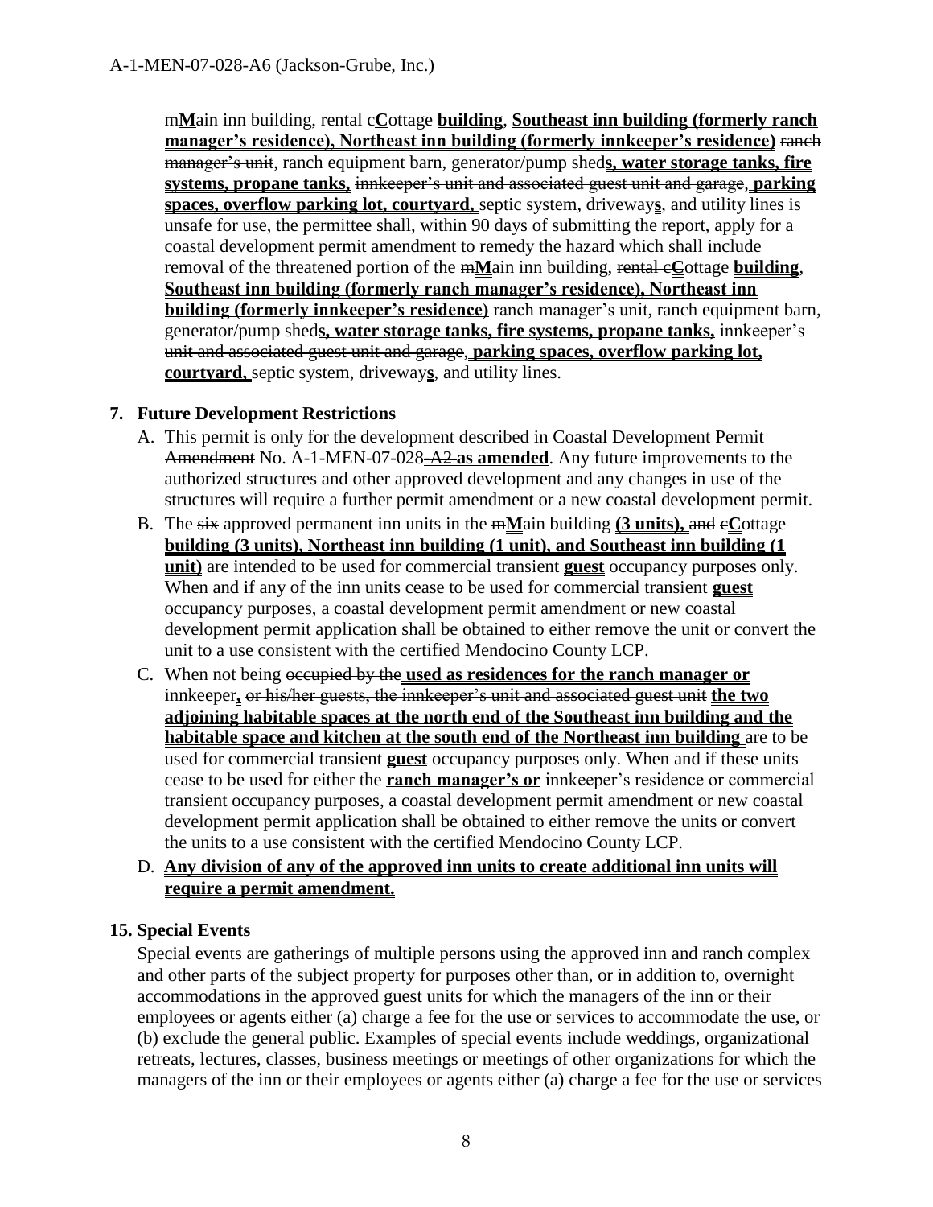~~m~~**M**ain inn building, ~~rental c~~**C**ottage **building**, **Southeast inn building (formerly ranch manager's residence), Northeast inn building (formerly innkeeper's residence)** ~~ranch manager's unit~~, ranch equipment barn, generator/pump shed**s, water storage tanks, fire systems, propane tanks,** ~~innkeeper's unit and associated guest unit and garage~~, **parking spaces, overflow parking lot, courtyard,** septic system, driveway**s**, and utility lines is unsafe for use, the permittee shall, within 90 days of submitting the report, apply for a coastal development permit amendment to remedy the hazard which shall include removal of the threatened portion of the ~~m~~**M**ain inn building, ~~rental c~~**C**ottage **building**, **Southeast inn building (formerly ranch manager's residence), Northeast inn building (formerly innkeeper's residence)** ~~ranch manager's unit~~, ranch equipment barn, generator/pump shed**s, water storage tanks, fire systems, propane tanks,** ~~innkeeper's unit and associated guest unit and garage~~, **parking spaces, overflow parking lot, courtyard,** septic system, driveway**s**, and utility lines.

**7. Future Development Restrictions**

A. This permit is only for the development described in Coastal Development Permit ~~Amendment~~ No. A-1-MEN-07-028~~-A2~~ **as amended**. Any future improvements to the authorized structures and other approved development and any changes in use of the structures will require a further permit amendment or a new coastal development permit.

B. The ~~six~~ approved permanent inn units in the ~~m~~**M**ain building **(3 units),** ~~and~~ ~~c~~**C**ottage **building (3 units), Northeast inn building (1 unit), and Southeast inn building (1 unit)** are intended to be used for commercial transient **guest** occupancy purposes only. When and if any of the inn units cease to be used for commercial transient **guest** occupancy purposes, a coastal development permit amendment or new coastal development permit application shall be obtained to either remove the unit or convert the unit to a use consistent with the certified Mendocino County LCP.

C. When not being ~~occupied by the~~ **used as residences for the ranch manager or** innkeeper**,** ~~or his/her guests, the innkeeper's unit and associated guest unit~~ **the two adjoining habitable spaces at the north end of the Southeast inn building and the habitable space and kitchen at the south end of the Northeast inn building** are to be used for commercial transient **guest** occupancy purposes only. When and if these units cease to be used for either the **ranch manager's or** innkeeper's residence or commercial transient occupancy purposes, a coastal development permit amendment or new coastal development permit application shall be obtained to either remove the units or convert the units to a use consistent with the certified Mendocino County LCP.

D. **Any division of any of the approved inn units to create additional inn units will require a permit amendment.**

**15. Special Events**

Special events are gatherings of multiple persons using the approved inn and ranch complex and other parts of the subject property for purposes other than, or in addition to, overnight accommodations in the approved guest units for which the managers of the inn or their employees or agents either (a) charge a fee for the use or services to accommodate the use, or (b) exclude the general public. Examples of special events include weddings, organizational retreats, lectures, classes, business meetings or meetings of other organizations for which the managers of the inn or their employees or agents either (a) charge a fee for the use or services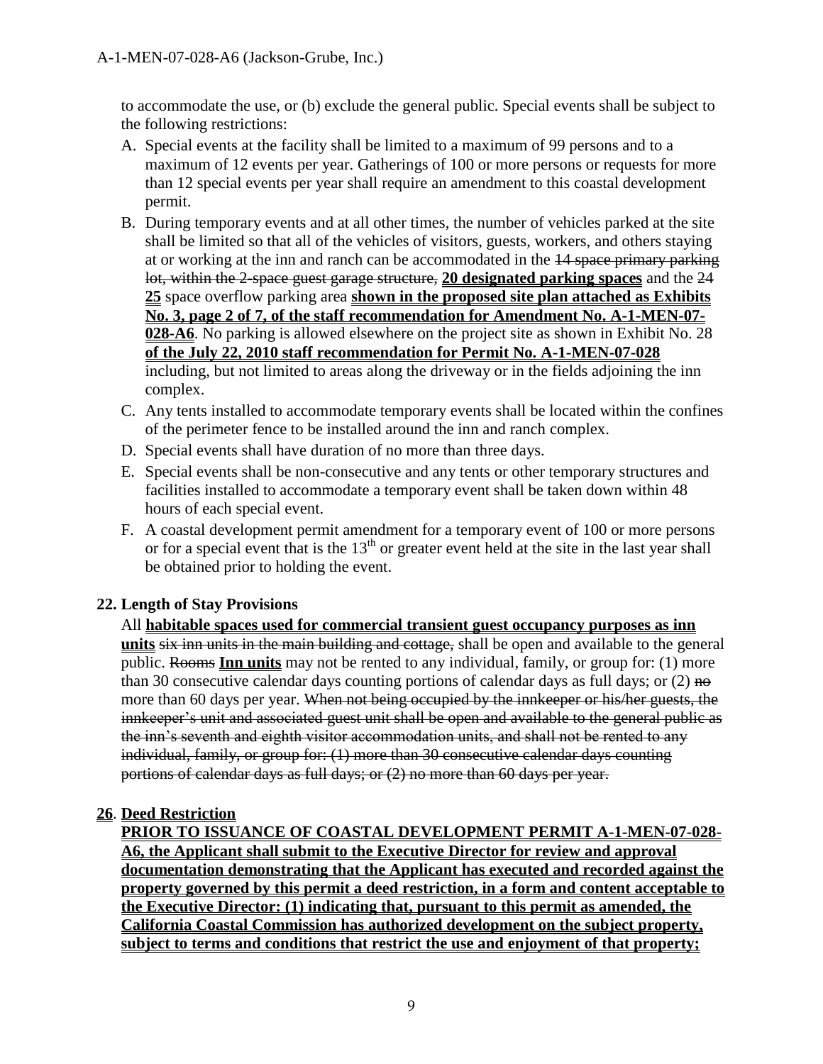to accommodate the use, or (b) exclude the general public. Special events shall be subject to the following restrictions:

A. Special events at the facility shall be limited to a maximum of 99 persons and to a maximum of 12 events per year. Gatherings of 100 or more persons or requests for more than 12 special events per year shall require an amendment to this coastal development permit.
B. During temporary events and at all other times, the number of vehicles parked at the site shall be limited so that all of the vehicles of visitors, guests, workers, and others staying at or working at the inn and ranch can be accommodated in the ~~14 space primary parking lot, within the 2-space guest garage structure,~~ **20 designated parking spaces** and the ~~24~~ **25** space overflow parking area **shown in the proposed site plan attached as Exhibits No. 3, page 2 of 7, of the staff recommendation for Amendment No. A-1-MEN-07-028-A6**. No parking is allowed elsewhere on the project site as shown in Exhibit No. 28 **of the July 22, 2010 staff recommendation for Permit No. A-1-MEN-07-028** including, but not limited to areas along the driveway or in the fields adjoining the inn complex.
C. Any tents installed to accommodate temporary events shall be located within the confines of the perimeter fence to be installed around the inn and ranch complex.
D. Special events shall have duration of no more than three days.
E. Special events shall be non-consecutive and any tents or other temporary structures and facilities installed to accommodate a temporary event shall be taken down within 48 hours of each special event.
F. A coastal development permit amendment for a temporary event of 100 or more persons or for a special event that is the 13th or greater event held at the site in the last year shall be obtained prior to holding the event.

**22. Length of Stay Provisions**

All **habitable spaces used for commercial transient guest occupancy purposes as inn units** ~~six inn units in the main building and cottage,~~ shall be open and available to the general public. ~~Rooms~~ **Inn units** may not be rented to any individual, family, or group for: (1) more than 30 consecutive calendar days counting portions of calendar days as full days; or (2) ~~no~~ more than 60 days per year. ~~When not being occupied by the innkeeper or his/her guests, the innkeeper's unit and associated guest unit shall be open and available to the general public as the inn's seventh and eighth visitor accommodation units, and shall not be rented to any individual, family, or group for: (1) more than 30 consecutive calendar days counting portions of calendar days as full days; or (2) no more than 60 days per year.~~

**26. Deed Restriction**

**PRIOR TO ISSUANCE OF COASTAL DEVELOPMENT PERMIT A-1-MEN-07-028-A6, the Applicant shall submit to the Executive Director for review and approval documentation demonstrating that the Applicant has executed and recorded against the property governed by this permit a deed restriction, in a form and content acceptable to the Executive Director: (1) indicating that, pursuant to this permit as amended, the California Coastal Commission has authorized development on the subject property, subject to terms and conditions that restrict the use and enjoyment of that property;**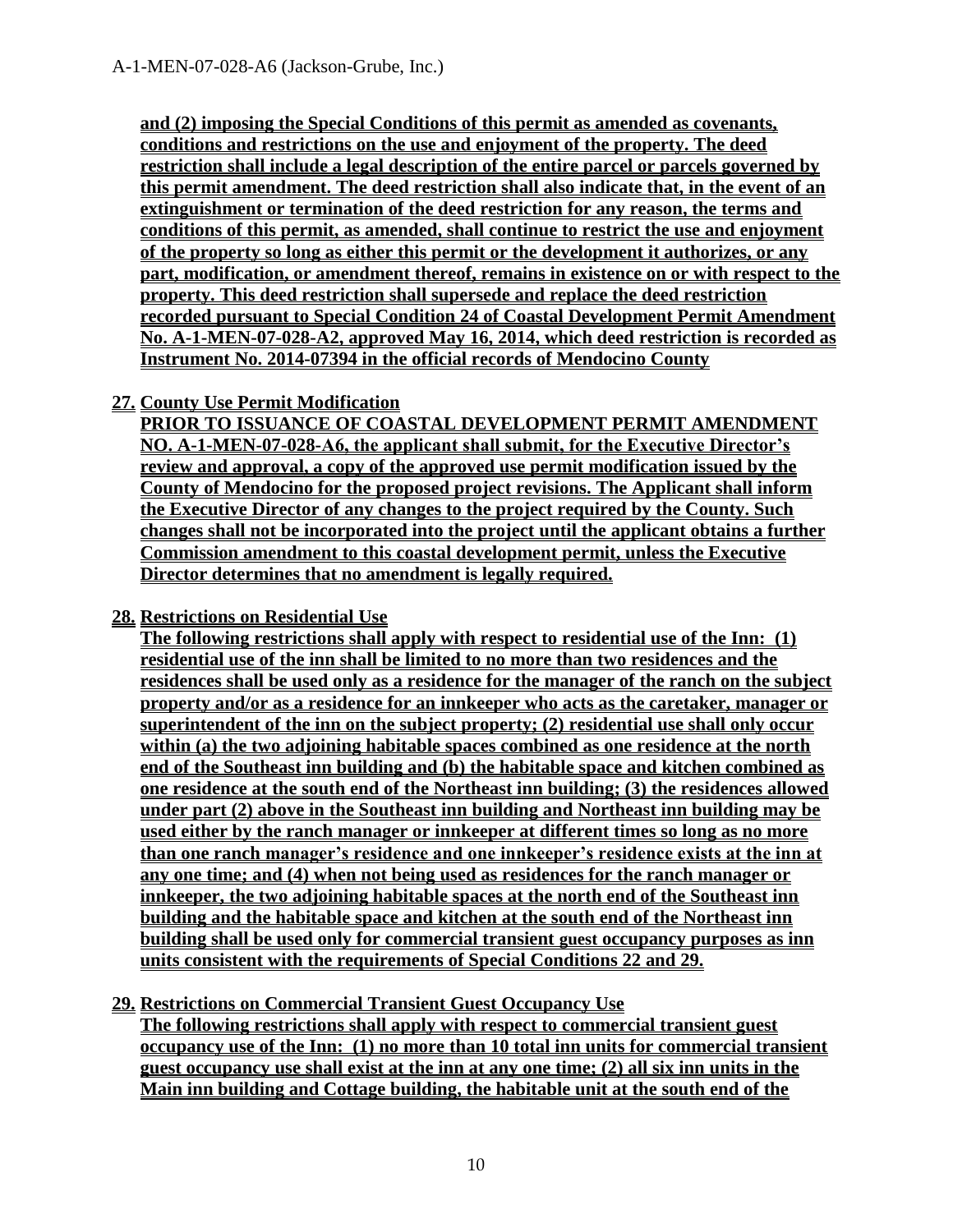**and (2) imposing the Special Conditions of this permit as amended as covenants, conditions and restrictions on the use and enjoyment of the property. The deed restriction shall include a legal description of the entire parcel or parcels governed by this permit amendment. The deed restriction shall also indicate that, in the event of an extinguishment or termination of the deed restriction for any reason, the terms and conditions of this permit, as amended, shall continue to restrict the use and enjoyment of the property so long as either this permit or the development it authorizes, or any part, modification, or amendment thereof, remains in existence on or with respect to the property. This deed restriction shall supersede and replace the deed restriction recorded pursuant to Special Condition 24 of Coastal Development Permit Amendment No. A-1-MEN-07-028-A2, approved May 16, 2014, which deed restriction is recorded as Instrument No. 2014-07394 in the official records of Mendocino County**

**27. County Use Permit Modification**
**PRIOR TO ISSUANCE OF COASTAL DEVELOPMENT PERMIT AMENDMENT NO. A-1-MEN-07-028-A6, the applicant shall submit, for the Executive Director's review and approval, a copy of the approved use permit modification issued by the County of Mendocino for the proposed project revisions. The Applicant shall inform the Executive Director of any changes to the project required by the County. Such changes shall not be incorporated into the project until the applicant obtains a further Commission amendment to this coastal development permit, unless the Executive Director determines that no amendment is legally required.**

**28. Restrictions on Residential Use**
**The following restrictions shall apply with respect to residential use of the Inn: (1) residential use of the inn shall be limited to no more than two residences and the residences shall be used only as a residence for the manager of the ranch on the subject property and/or as a residence for an innkeeper who acts as the caretaker, manager or superintendent of the inn on the subject property; (2) residential use shall only occur within (a) the two adjoining habitable spaces combined as one residence at the north end of the Southeast inn building and (b) the habitable space and kitchen combined as one residence at the south end of the Northeast inn building; (3) the residences allowed under part (2) above in the Southeast inn building and Northeast inn building may be used either by the ranch manager or innkeeper at different times so long as no more than one ranch manager's residence and one innkeeper's residence exists at the inn at any one time; and (4) when not being used as residences for the ranch manager or innkeeper, the two adjoining habitable spaces at the north end of the Southeast inn building and the habitable space and kitchen at the south end of the Northeast inn building shall be used only for commercial transient guest occupancy purposes as inn units consistent with the requirements of Special Conditions 22 and 29.**

**29. Restrictions on Commercial Transient Guest Occupancy Use**
**The following restrictions shall apply with respect to commercial transient guest occupancy use of the Inn: (1) no more than 10 total inn units for commercial transient guest occupancy use shall exist at the inn at any one time; (2) all six inn units in the Main inn building and Cottage building, the habitable unit at the south end of the**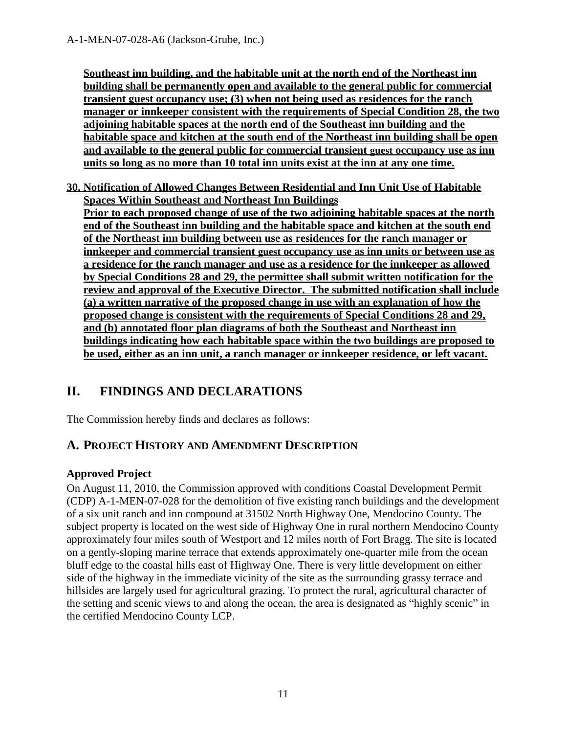**Southeast inn building, and the habitable unit at the north end of the Northeast inn building shall be permanently open and available to the general public for commercial transient guest occupancy use; (3) when not being used as residences for the ranch manager or innkeeper consistent with the requirements of Special Condition 28, the two adjoining habitable spaces at the north end of the Southeast inn building and the habitable space and kitchen at the south end of the Northeast inn building shall be open and available to the general public for commercial transient guest occupancy use as inn units so long as no more than 10 total inn units exist at the inn at any one time.**

**30. Notification of Allowed Changes Between Residential and Inn Unit Use of Habitable Spaces Within Southeast and Northeast Inn Buildings**
**Prior to each proposed change of use of the two adjoining habitable spaces at the north end of the Southeast inn building and the habitable space and kitchen at the south end of the Northeast inn building between use as residences for the ranch manager or innkeeper and commercial transient guest occupancy use as inn units or between use as a residence for the ranch manager and use as a residence for the innkeeper as allowed by Special Conditions 28 and 29, the permittee shall submit written notification for the review and approval of the Executive Director. The submitted notification shall include (a) a written narrative of the proposed change in use with an explanation of how the proposed change is consistent with the requirements of Special Conditions 28 and 29, and (b) annotated floor plan diagrams of both the Southeast and Northeast inn buildings indicating how each habitable space within the two buildings are proposed to be used, either as an inn unit, a ranch manager or innkeeper residence, or left vacant.**

## II. FINDINGS AND DECLARATIONS

The Commission hereby finds and declares as follows:

## A. PROJECT HISTORY AND AMENDMENT DESCRIPTION

### Approved Project

On August 11, 2010, the Commission approved with conditions Coastal Development Permit (CDP) A-1-MEN-07-028 for the demolition of five existing ranch buildings and the development of a six unit ranch and inn compound at 31502 North Highway One, Mendocino County. The subject property is located on the west side of Highway One in rural northern Mendocino County approximately four miles south of Westport and 12 miles north of Fort Bragg. The site is located on a gently-sloping marine terrace that extends approximately one-quarter mile from the ocean bluff edge to the coastal hills east of Highway One. There is very little development on either side of the highway in the immediate vicinity of the site as the surrounding grassy terrace and hillsides are largely used for agricultural grazing. To protect the rural, agricultural character of the setting and scenic views to and along the ocean, the area is designated as "highly scenic" in the certified Mendocino County LCP.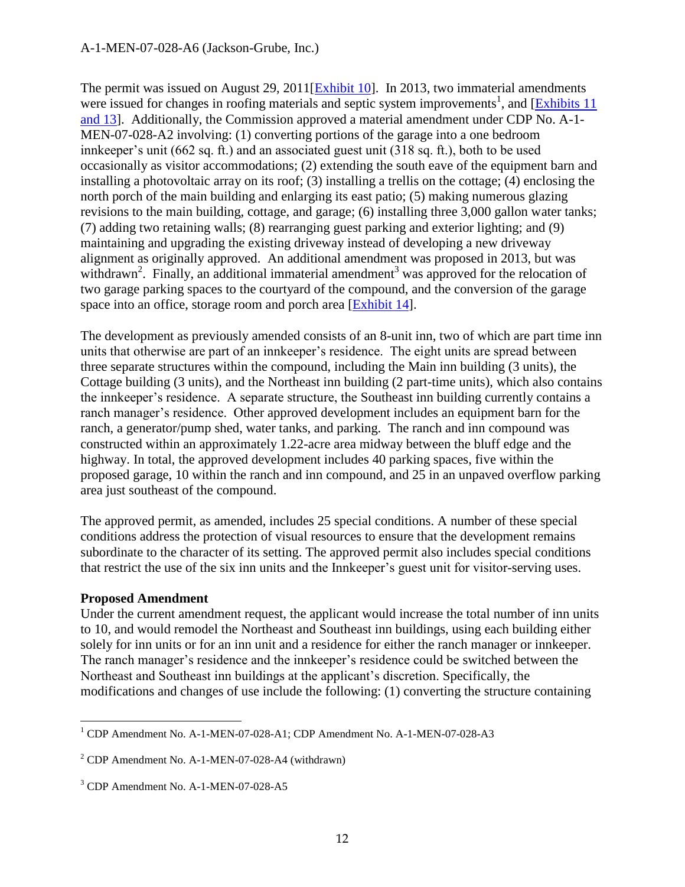The permit was issued on August 29, 2011[Exhibit 10]. In 2013, two immaterial amendments were issued for changes in roofing materials and septic system improvements[1], and [Exhibits 11 and 13]. Additionally, the Commission approved a material amendment under CDP No. A-1-MEN-07-028-A2 involving: (1) converting portions of the garage into a one bedroom innkeeper's unit (662 sq. ft.) and an associated guest unit (318 sq. ft.), both to be used occasionally as visitor accommodations; (2) extending the south eave of the equipment barn and installing a photovoltaic array on its roof; (3) installing a trellis on the cottage; (4) enclosing the north porch of the main building and enlarging its east patio; (5) making numerous glazing revisions to the main building, cottage, and garage; (6) installing three 3,000 gallon water tanks; (7) adding two retaining walls; (8) rearranging guest parking and exterior lighting; and (9) maintaining and upgrading the existing driveway instead of developing a new driveway alignment as originally approved. An additional amendment was proposed in 2013, but was withdrawn[2]. Finally, an additional immaterial amendment[3] was approved for the relocation of two garage parking spaces to the courtyard of the compound, and the conversion of the garage space into an office, storage room and porch area [Exhibit 14].

The development as previously amended consists of an 8-unit inn, two of which are part time inn units that otherwise are part of an innkeeper's residence. The eight units are spread between three separate structures within the compound, including the Main inn building (3 units), the Cottage building (3 units), and the Northeast inn building (2 part-time units), which also contains the innkeeper's residence. A separate structure, the Southeast inn building currently contains a ranch manager's residence. Other approved development includes an equipment barn for the ranch, a generator/pump shed, water tanks, and parking. The ranch and inn compound was constructed within an approximately 1.22-acre area midway between the bluff edge and the highway. In total, the approved development includes 40 parking spaces, five within the proposed garage, 10 within the ranch and inn compound, and 25 in an unpaved overflow parking area just southeast of the compound.

The approved permit, as amended, includes 25 special conditions. A number of these special conditions address the protection of visual resources to ensure that the development remains subordinate to the character of its setting. The approved permit also includes special conditions that restrict the use of the six inn units and the Innkeeper's guest unit for visitor-serving uses.

**Proposed Amendment**

Under the current amendment request, the applicant would increase the total number of inn units to 10, and would remodel the Northeast and Southeast inn buildings, using each building either solely for inn units or for an inn unit and a residence for either the ranch manager or innkeeper. The ranch manager's residence and the innkeeper's residence could be switched between the Northeast and Southeast inn buildings at the applicant's discretion. Specifically, the modifications and changes of use include the following: (1) converting the structure containing

---

[1] CDP Amendment No. A-1-MEN-07-028-A1; CDP Amendment No. A-1-MEN-07-028-A3

[2] CDP Amendment No. A-1-MEN-07-028-A4 (withdrawn)

[3] CDP Amendment No. A-1-MEN-07-028-A5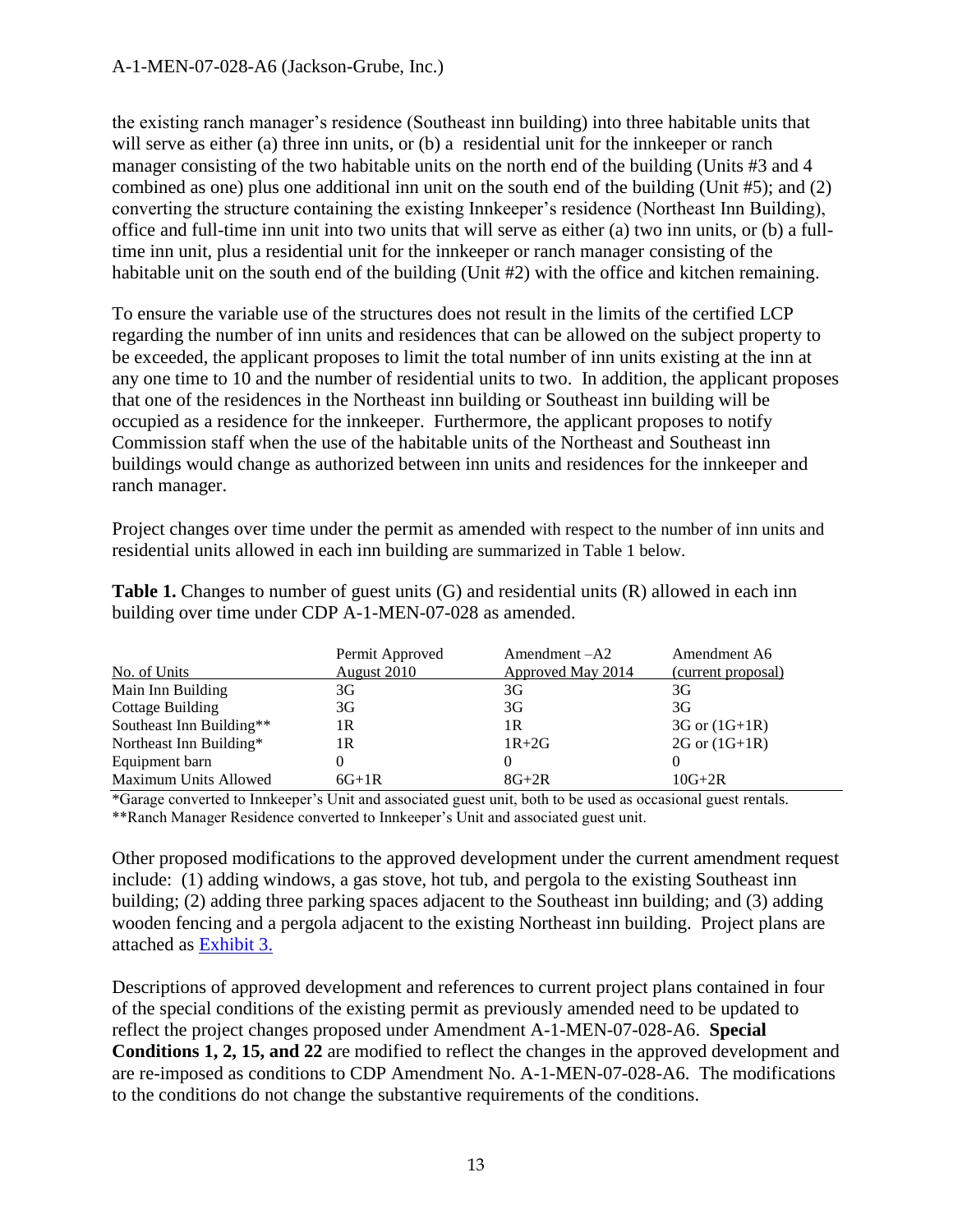the existing ranch manager's residence (Southeast inn building) into three habitable units that will serve as either (a) three inn units, or (b) a residential unit for the innkeeper or ranch manager consisting of the two habitable units on the north end of the building (Units #3 and 4 combined as one) plus one additional inn unit on the south end of the building (Unit #5); and (2) converting the structure containing the existing Innkeeper's residence (Northeast Inn Building), office and full-time inn unit into two units that will serve as either (a) two inn units, or (b) a full-time inn unit, plus a residential unit for the innkeeper or ranch manager consisting of the habitable unit on the south end of the building (Unit #2) with the office and kitchen remaining.

To ensure the variable use of the structures does not result in the limits of the certified LCP regarding the number of inn units and residences that can be allowed on the subject property to be exceeded, the applicant proposes to limit the total number of inn units existing at the inn at any one time to 10 and the number of residential units to two. In addition, the applicant proposes that one of the residences in the Northeast inn building or Southeast inn building will be occupied as a residence for the innkeeper. Furthermore, the applicant proposes to notify Commission staff when the use of the habitable units of the Northeast and Southeast inn buildings would change as authorized between inn units and residences for the innkeeper and ranch manager.

Project changes over time under the permit as amended with respect to the number of inn units and residential units allowed in each inn building are summarized in Table 1 below.

**Table 1.** Changes to number of guest units (G) and residential units (R) allowed in each inn building over time under CDP A-1-MEN-07-028 as amended.

| No. of Units | Permit Approved August 2010 | Amendment –A2 Approved May 2014 | Amendment A6 (current proposal) |
|---|---|---|---|
| Main Inn Building | 3G | 3G | 3G |
| Cottage Building | 3G | 3G | 3G |
| Southeast Inn Building** | 1R | 1R | 3G or (1G+1R) |
| Northeast Inn Building* | 1R | 1R+2G | 2G or (1G+1R) |
| Equipment barn | 0 | 0 | 0 |
| Maximum Units Allowed | 6G+1R | 8G+2R | 10G+2R |

*Garage converted to Innkeeper's Unit and associated guest unit, both to be used as occasional guest rentals.
**Ranch Manager Residence converted to Innkeeper's Unit and associated guest unit.

Other proposed modifications to the approved development under the current amendment request include: (1) adding windows, a gas stove, hot tub, and pergola to the existing Southeast inn building; (2) adding three parking spaces adjacent to the Southeast inn building; and (3) adding wooden fencing and a pergola adjacent to the existing Northeast inn building. Project plans are attached as Exhibit 3.

Descriptions of approved development and references to current project plans contained in four of the special conditions of the existing permit as previously amended need to be updated to reflect the project changes proposed under Amendment A-1-MEN-07-028-A6. **Special Conditions 1, 2, 15, and 22** are modified to reflect the changes in the approved development and are re-imposed as conditions to CDP Amendment No. A-1-MEN-07-028-A6. The modifications to the conditions do not change the substantive requirements of the conditions.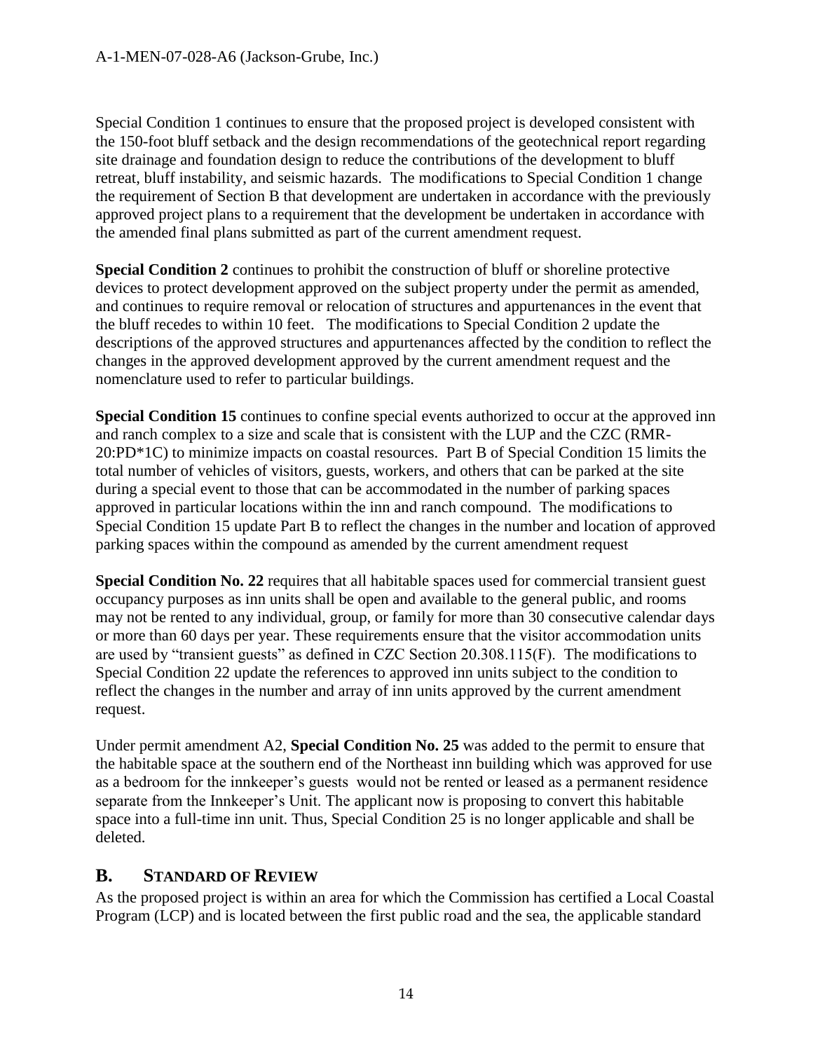Special Condition 1 continues to ensure that the proposed project is developed consistent with the 150-foot bluff setback and the design recommendations of the geotechnical report regarding site drainage and foundation design to reduce the contributions of the development to bluff retreat, bluff instability, and seismic hazards. The modifications to Special Condition 1 change the requirement of Section B that development are undertaken in accordance with the previously approved project plans to a requirement that the development be undertaken in accordance with the amended final plans submitted as part of the current amendment request.

**Special Condition 2** continues to prohibit the construction of bluff or shoreline protective devices to protect development approved on the subject property under the permit as amended, and continues to require removal or relocation of structures and appurtenances in the event that the bluff recedes to within 10 feet. The modifications to Special Condition 2 update the descriptions of the approved structures and appurtenances affected by the condition to reflect the changes in the approved development approved by the current amendment request and the nomenclature used to refer to particular buildings.

**Special Condition 15** continues to confine special events authorized to occur at the approved inn and ranch complex to a size and scale that is consistent with the LUP and the CZC (RMR-20:PD*1C) to minimize impacts on coastal resources. Part B of Special Condition 15 limits the total number of vehicles of visitors, guests, workers, and others that can be parked at the site during a special event to those that can be accommodated in the number of parking spaces approved in particular locations within the inn and ranch compound. The modifications to Special Condition 15 update Part B to reflect the changes in the number and location of approved parking spaces within the compound as amended by the current amendment request

**Special Condition No. 22** requires that all habitable spaces used for commercial transient guest occupancy purposes as inn units shall be open and available to the general public, and rooms may not be rented to any individual, group, or family for more than 30 consecutive calendar days or more than 60 days per year. These requirements ensure that the visitor accommodation units are used by "transient guests" as defined in CZC Section 20.308.115(F). The modifications to Special Condition 22 update the references to approved inn units subject to the condition to reflect the changes in the number and array of inn units approved by the current amendment request.

Under permit amendment A2, **Special Condition No. 25** was added to the permit to ensure that the habitable space at the southern end of the Northeast inn building which was approved for use as a bedroom for the innkeeper's guests would not be rented or leased as a permanent residence separate from the Innkeeper's Unit. The applicant now is proposing to convert this habitable space into a full-time inn unit. Thus, Special Condition 25 is no longer applicable and shall be deleted.

## B. STANDARD OF REVIEW

As the proposed project is within an area for which the Commission has certified a Local Coastal Program (LCP) and is located between the first public road and the sea, the applicable standard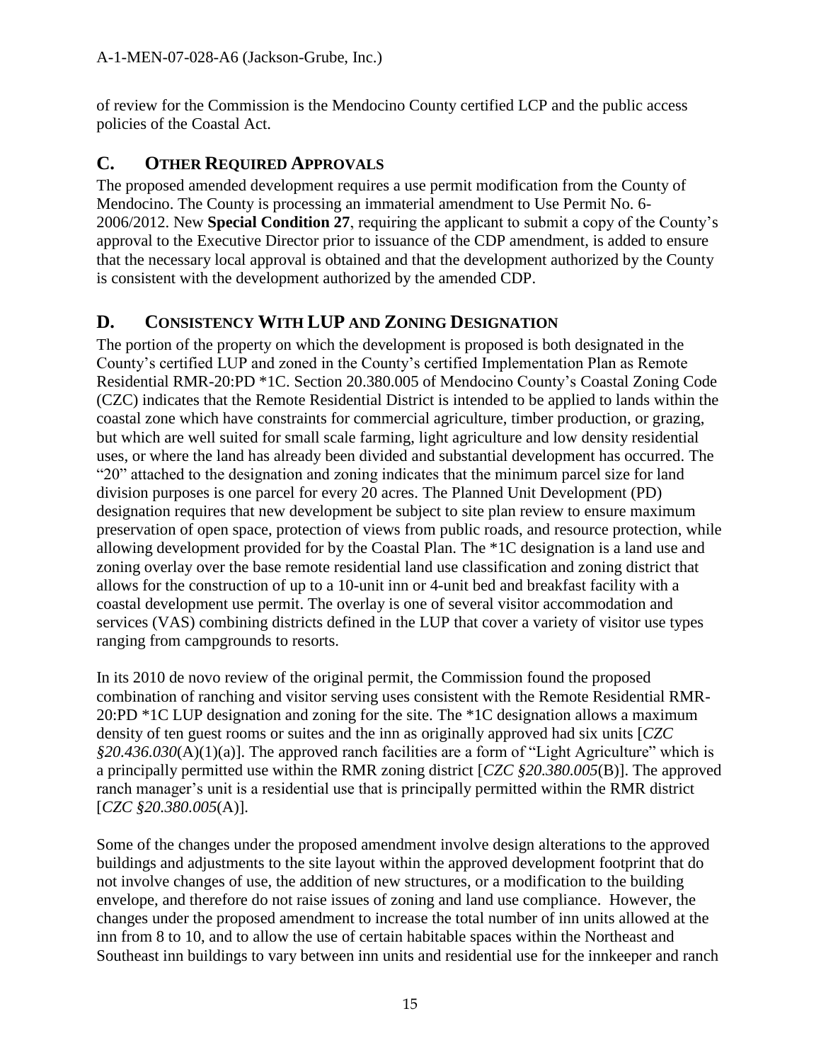of review for the Commission is the Mendocino County certified LCP and the public access policies of the Coastal Act.

## C. OTHER REQUIRED APPROVALS

The proposed amended development requires a use permit modification from the County of Mendocino. The County is processing an immaterial amendment to Use Permit No. 6-2006/2012. New **Special Condition 27**, requiring the applicant to submit a copy of the County's approval to the Executive Director prior to issuance of the CDP amendment, is added to ensure that the necessary local approval is obtained and that the development authorized by the County is consistent with the development authorized by the amended CDP.

## D. CONSISTENCY WITH LUP AND ZONING DESIGNATION

The portion of the property on which the development is proposed is both designated in the County's certified LUP and zoned in the County's certified Implementation Plan as Remote Residential RMR-20:PD *1C. Section 20.380.005 of Mendocino County's Coastal Zoning Code (CZC) indicates that the Remote Residential District is intended to be applied to lands within the coastal zone which have constraints for commercial agriculture, timber production, or grazing, but which are well suited for small scale farming, light agriculture and low density residential uses, or where the land has already been divided and substantial development has occurred. The "20" attached to the designation and zoning indicates that the minimum parcel size for land division purposes is one parcel for every 20 acres. The Planned Unit Development (PD) designation requires that new development be subject to site plan review to ensure maximum preservation of open space, protection of views from public roads, and resource protection, while allowing development provided for by the Coastal Plan. The *1C designation is a land use and zoning overlay over the base remote residential land use classification and zoning district that allows for the construction of up to a 10-unit inn or 4-unit bed and breakfast facility with a coastal development use permit. The overlay is one of several visitor accommodation and services (VAS) combining districts defined in the LUP that cover a variety of visitor use types ranging from campgrounds to resorts.

In its 2010 de novo review of the original permit, the Commission found the proposed combination of ranching and visitor serving uses consistent with the Remote Residential RMR-20:PD *1C LUP designation and zoning for the site. The *1C designation allows a maximum density of ten guest rooms or suites and the inn as originally approved had six units [*CZC §20.436.030*(A)(1)(a)]. The approved ranch facilities are a form of "Light Agriculture" which is a principally permitted use within the RMR zoning district [*CZC §20.380.005*(B)]. The approved ranch manager's unit is a residential use that is principally permitted within the RMR district [*CZC §20.380.005*(A)].

Some of the changes under the proposed amendment involve design alterations to the approved buildings and adjustments to the site layout within the approved development footprint that do not involve changes of use, the addition of new structures, or a modification to the building envelope, and therefore do not raise issues of zoning and land use compliance. However, the changes under the proposed amendment to increase the total number of inn units allowed at the inn from 8 to 10, and to allow the use of certain habitable spaces within the Northeast and Southeast inn buildings to vary between inn units and residential use for the innkeeper and ranch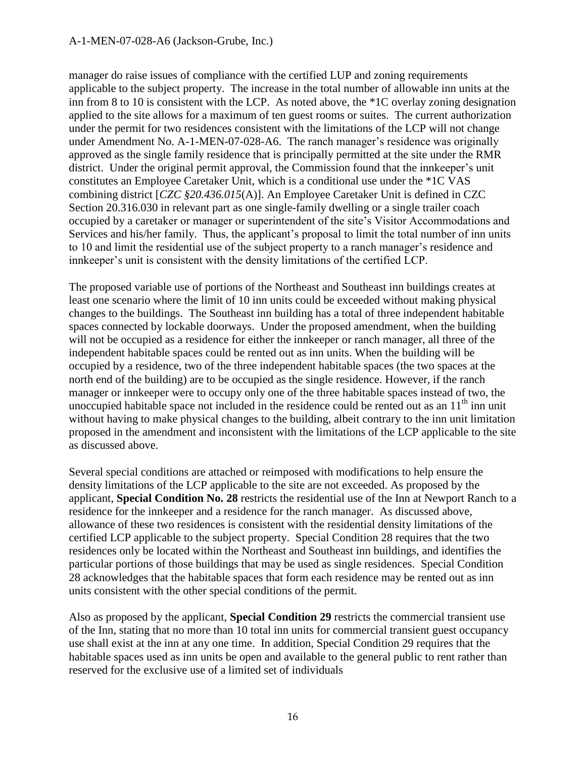manager do raise issues of compliance with the certified LUP and zoning requirements applicable to the subject property. The increase in the total number of allowable inn units at the inn from 8 to 10 is consistent with the LCP. As noted above, the *1C overlay zoning designation applied to the site allows for a maximum of ten guest rooms or suites. The current authorization under the permit for two residences consistent with the limitations of the LCP will not change under Amendment No. A-1-MEN-07-028-A6. The ranch manager's residence was originally approved as the single family residence that is principally permitted at the site under the RMR district. Under the original permit approval, the Commission found that the innkeeper's unit constitutes an Employee Caretaker Unit, which is a conditional use under the *1C VAS combining district [*CZC §20.436.015*(A)]. An Employee Caretaker Unit is defined in CZC Section 20.316.030 in relevant part as one single-family dwelling or a single trailer coach occupied by a caretaker or manager or superintendent of the site's Visitor Accommodations and Services and his/her family. Thus, the applicant's proposal to limit the total number of inn units to 10 and limit the residential use of the subject property to a ranch manager's residence and innkeeper's unit is consistent with the density limitations of the certified LCP.

The proposed variable use of portions of the Northeast and Southeast inn buildings creates at least one scenario where the limit of 10 inn units could be exceeded without making physical changes to the buildings. The Southeast inn building has a total of three independent habitable spaces connected by lockable doorways. Under the proposed amendment, when the building will not be occupied as a residence for either the innkeeper or ranch manager, all three of the independent habitable spaces could be rented out as inn units. When the building will be occupied by a residence, two of the three independent habitable spaces (the two spaces at the north end of the building) are to be occupied as the single residence. However, if the ranch manager or innkeeper were to occupy only one of the three habitable spaces instead of two, the unoccupied habitable space not included in the residence could be rented out as an 11th inn unit without having to make physical changes to the building, albeit contrary to the inn unit limitation proposed in the amendment and inconsistent with the limitations of the LCP applicable to the site as discussed above.

Several special conditions are attached or reimposed with modifications to help ensure the density limitations of the LCP applicable to the site are not exceeded. As proposed by the applicant, **Special Condition No. 28** restricts the residential use of the Inn at Newport Ranch to a residence for the innkeeper and a residence for the ranch manager. As discussed above, allowance of these two residences is consistent with the residential density limitations of the certified LCP applicable to the subject property. Special Condition 28 requires that the two residences only be located within the Northeast and Southeast inn buildings, and identifies the particular portions of those buildings that may be used as single residences. Special Condition 28 acknowledges that the habitable spaces that form each residence may be rented out as inn units consistent with the other special conditions of the permit.

Also as proposed by the applicant, **Special Condition 29** restricts the commercial transient use of the Inn, stating that no more than 10 total inn units for commercial transient guest occupancy use shall exist at the inn at any one time. In addition, Special Condition 29 requires that the habitable spaces used as inn units be open and available to the general public to rent rather than reserved for the exclusive use of a limited set of individuals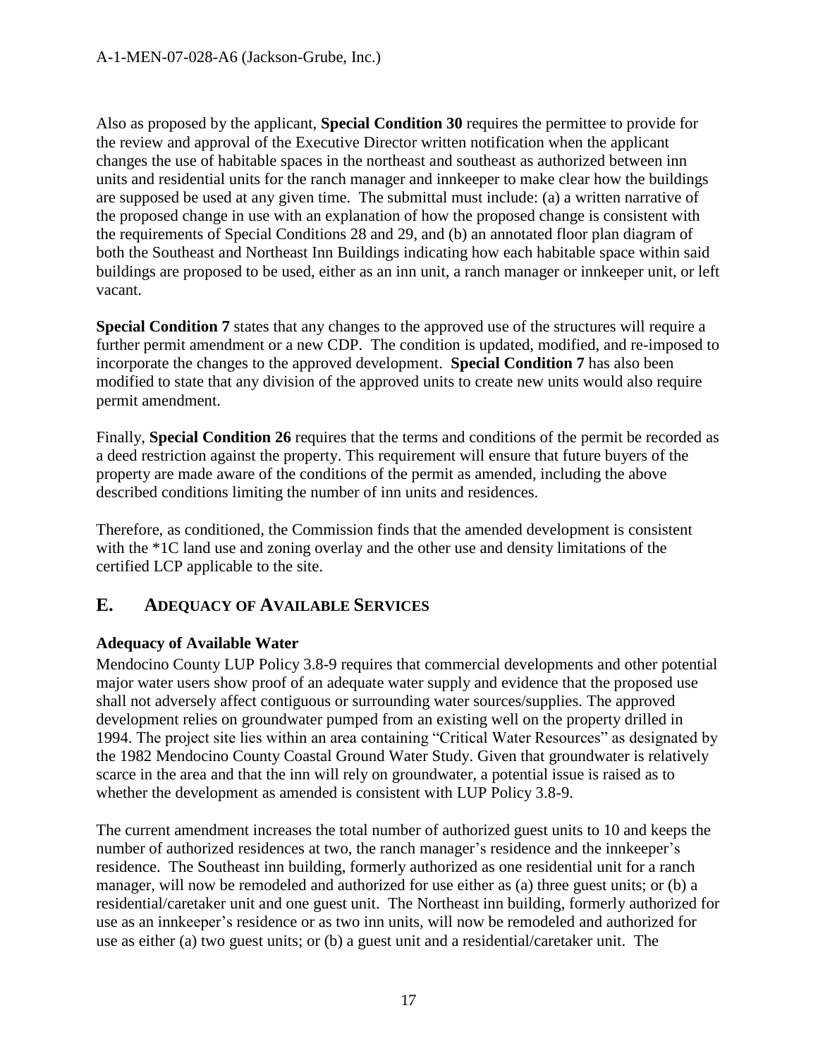Also as proposed by the applicant, **Special Condition 30** requires the permittee to provide for the review and approval of the Executive Director written notification when the applicant changes the use of habitable spaces in the northeast and southeast as authorized between inn units and residential units for the ranch manager and innkeeper to make clear how the buildings are supposed be used at any given time. The submittal must include: (a) a written narrative of the proposed change in use with an explanation of how the proposed change is consistent with the requirements of Special Conditions 28 and 29, and (b) an annotated floor plan diagram of both the Southeast and Northeast Inn Buildings indicating how each habitable space within said buildings are proposed to be used, either as an inn unit, a ranch manager or innkeeper unit, or left vacant.

**Special Condition 7** states that any changes to the approved use of the structures will require a further permit amendment or a new CDP. The condition is updated, modified, and re-imposed to incorporate the changes to the approved development. **Special Condition 7** has also been modified to state that any division of the approved units to create new units would also require permit amendment.

Finally, **Special Condition 26** requires that the terms and conditions of the permit be recorded as a deed restriction against the property. This requirement will ensure that future buyers of the property are made aware of the conditions of the permit as amended, including the above described conditions limiting the number of inn units and residences.

Therefore, as conditioned, the Commission finds that the amended development is consistent with the *1C land use and zoning overlay and the other use and density limitations of the certified LCP applicable to the site.

## E. ADEQUACY OF AVAILABLE SERVICES

### Adequacy of Available Water

Mendocino County LUP Policy 3.8-9 requires that commercial developments and other potential major water users show proof of an adequate water supply and evidence that the proposed use shall not adversely affect contiguous or surrounding water sources/supplies. The approved development relies on groundwater pumped from an existing well on the property drilled in 1994. The project site lies within an area containing "Critical Water Resources" as designated by the 1982 Mendocino County Coastal Ground Water Study. Given that groundwater is relatively scarce in the area and that the inn will rely on groundwater, a potential issue is raised as to whether the development as amended is consistent with LUP Policy 3.8-9.

The current amendment increases the total number of authorized guest units to 10 and keeps the number of authorized residences at two, the ranch manager's residence and the innkeeper's residence. The Southeast inn building, formerly authorized as one residential unit for a ranch manager, will now be remodeled and authorized for use either as (a) three guest units; or (b) a residential/caretaker unit and one guest unit. The Northeast inn building, formerly authorized for use as an innkeeper's residence or as two inn units, will now be remodeled and authorized for use as either (a) two guest units; or (b) a guest unit and a residential/caretaker unit. The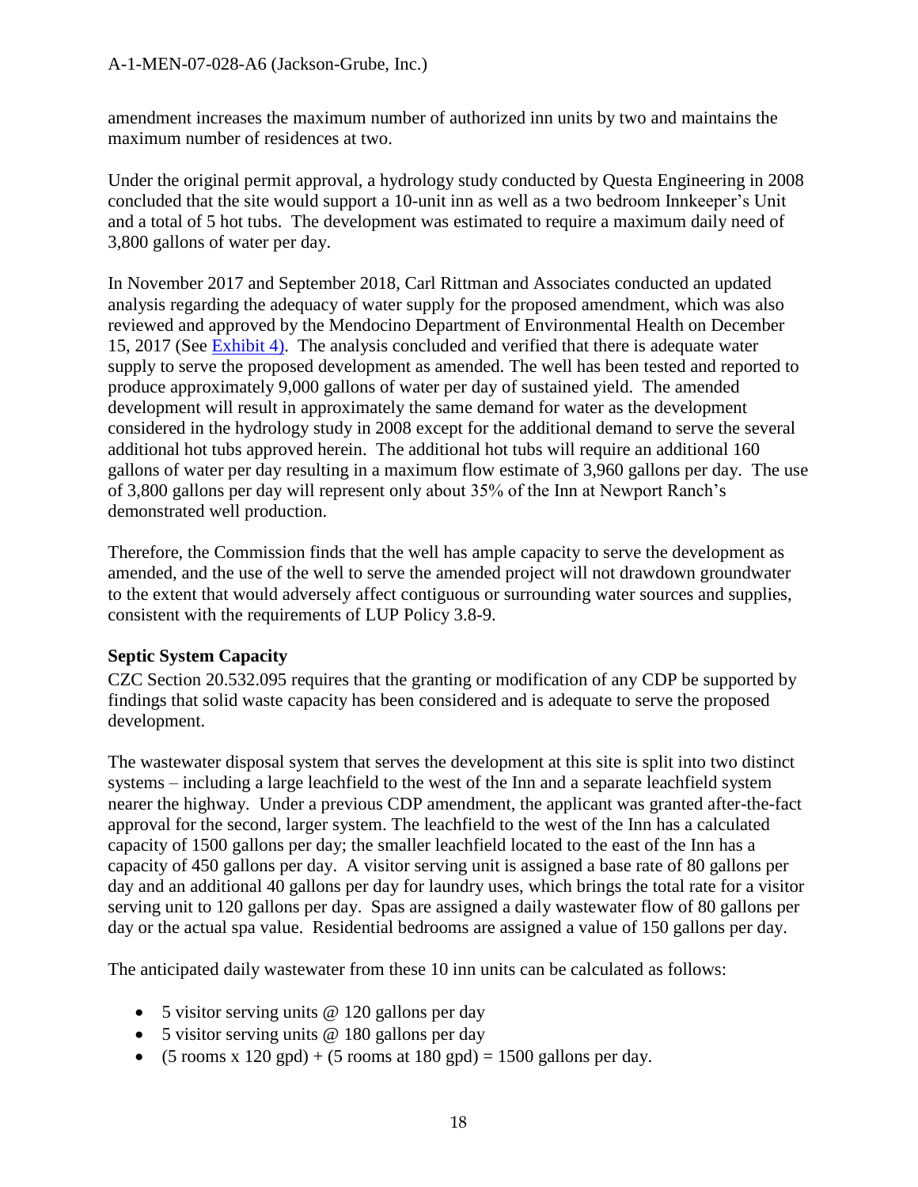amendment increases the maximum number of authorized inn units by two and maintains the maximum number of residences at two.

Under the original permit approval, a hydrology study conducted by Questa Engineering in 2008 concluded that the site would support a 10-unit inn as well as a two bedroom Innkeeper's Unit and a total of 5 hot tubs. The development was estimated to require a maximum daily need of 3,800 gallons of water per day.

In November 2017 and September 2018, Carl Rittman and Associates conducted an updated analysis regarding the adequacy of water supply for the proposed amendment, which was also reviewed and approved by the Mendocino Department of Environmental Health on December 15, 2017 (See Exhibit 4). The analysis concluded and verified that there is adequate water supply to serve the proposed development as amended. The well has been tested and reported to produce approximately 9,000 gallons of water per day of sustained yield. The amended development will result in approximately the same demand for water as the development considered in the hydrology study in 2008 except for the additional demand to serve the several additional hot tubs approved herein. The additional hot tubs will require an additional 160 gallons of water per day resulting in a maximum flow estimate of 3,960 gallons per day. The use of 3,800 gallons per day will represent only about 35% of the Inn at Newport Ranch's demonstrated well production.

Therefore, the Commission finds that the well has ample capacity to serve the development as amended, and the use of the well to serve the amended project will not drawdown groundwater to the extent that would adversely affect contiguous or surrounding water sources and supplies, consistent with the requirements of LUP Policy 3.8-9.

**Septic System Capacity**

CZC Section 20.532.095 requires that the granting or modification of any CDP be supported by findings that solid waste capacity has been considered and is adequate to serve the proposed development.

The wastewater disposal system that serves the development at this site is split into two distinct systems – including a large leachfield to the west of the Inn and a separate leachfield system nearer the highway. Under a previous CDP amendment, the applicant was granted after-the-fact approval for the second, larger system. The leachfield to the west of the Inn has a calculated capacity of 1500 gallons per day; the smaller leachfield located to the east of the Inn has a capacity of 450 gallons per day. A visitor serving unit is assigned a base rate of 80 gallons per day and an additional 40 gallons per day for laundry uses, which brings the total rate for a visitor serving unit to 120 gallons per day. Spas are assigned a daily wastewater flow of 80 gallons per day or the actual spa value. Residential bedrooms are assigned a value of 150 gallons per day.

The anticipated daily wastewater from these 10 inn units can be calculated as follows:

- 5 visitor serving units @ 120 gallons per day
- 5 visitor serving units @ 180 gallons per day
- (5 rooms x 120 gpd) + (5 rooms at 180 gpd) = 1500 gallons per day.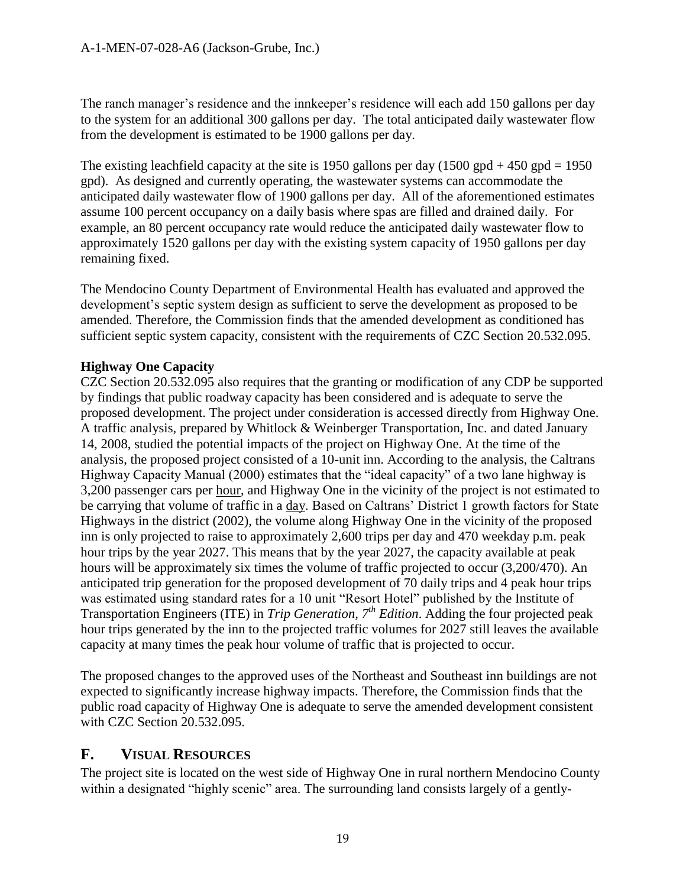The ranch manager's residence and the innkeeper's residence will each add 150 gallons per day to the system for an additional 300 gallons per day. The total anticipated daily wastewater flow from the development is estimated to be 1900 gallons per day.

The existing leachfield capacity at the site is 1950 gallons per day (1500 gpd + 450 gpd = 1950 gpd). As designed and currently operating, the wastewater systems can accommodate the anticipated daily wastewater flow of 1900 gallons per day. All of the aforementioned estimates assume 100 percent occupancy on a daily basis where spas are filled and drained daily. For example, an 80 percent occupancy rate would reduce the anticipated daily wastewater flow to approximately 1520 gallons per day with the existing system capacity of 1950 gallons per day remaining fixed.

The Mendocino County Department of Environmental Health has evaluated and approved the development's septic system design as sufficient to serve the development as proposed to be amended. Therefore, the Commission finds that the amended development as conditioned has sufficient septic system capacity, consistent with the requirements of CZC Section 20.532.095.

**Highway One Capacity**

CZC Section 20.532.095 also requires that the granting or modification of any CDP be supported by findings that public roadway capacity has been considered and is adequate to serve the proposed development. The project under consideration is accessed directly from Highway One. A traffic analysis, prepared by Whitlock & Weinberger Transportation, Inc. and dated January 14, 2008, studied the potential impacts of the project on Highway One. At the time of the analysis, the proposed project consisted of a 10-unit inn. According to the analysis, the Caltrans Highway Capacity Manual (2000) estimates that the "ideal capacity" of a two lane highway is 3,200 passenger cars per hour, and Highway One in the vicinity of the project is not estimated to be carrying that volume of traffic in a day. Based on Caltrans' District 1 growth factors for State Highways in the district (2002), the volume along Highway One in the vicinity of the proposed inn is only projected to raise to approximately 2,600 trips per day and 470 weekday p.m. peak hour trips by the year 2027. This means that by the year 2027, the capacity available at peak hours will be approximately six times the volume of traffic projected to occur (3,200/470). An anticipated trip generation for the proposed development of 70 daily trips and 4 peak hour trips was estimated using standard rates for a 10 unit "Resort Hotel" published by the Institute of Transportation Engineers (ITE) in *Trip Generation, 7th Edition*. Adding the four projected peak hour trips generated by the inn to the projected traffic volumes for 2027 still leaves the available capacity at many times the peak hour volume of traffic that is projected to occur.

The proposed changes to the approved uses of the Northeast and Southeast inn buildings are not expected to significantly increase highway impacts. Therefore, the Commission finds that the public road capacity of Highway One is adequate to serve the amended development consistent with CZC Section 20.532.095.

## F. VISUAL RESOURCES

The project site is located on the west side of Highway One in rural northern Mendocino County within a designated "highly scenic" area. The surrounding land consists largely of a gently-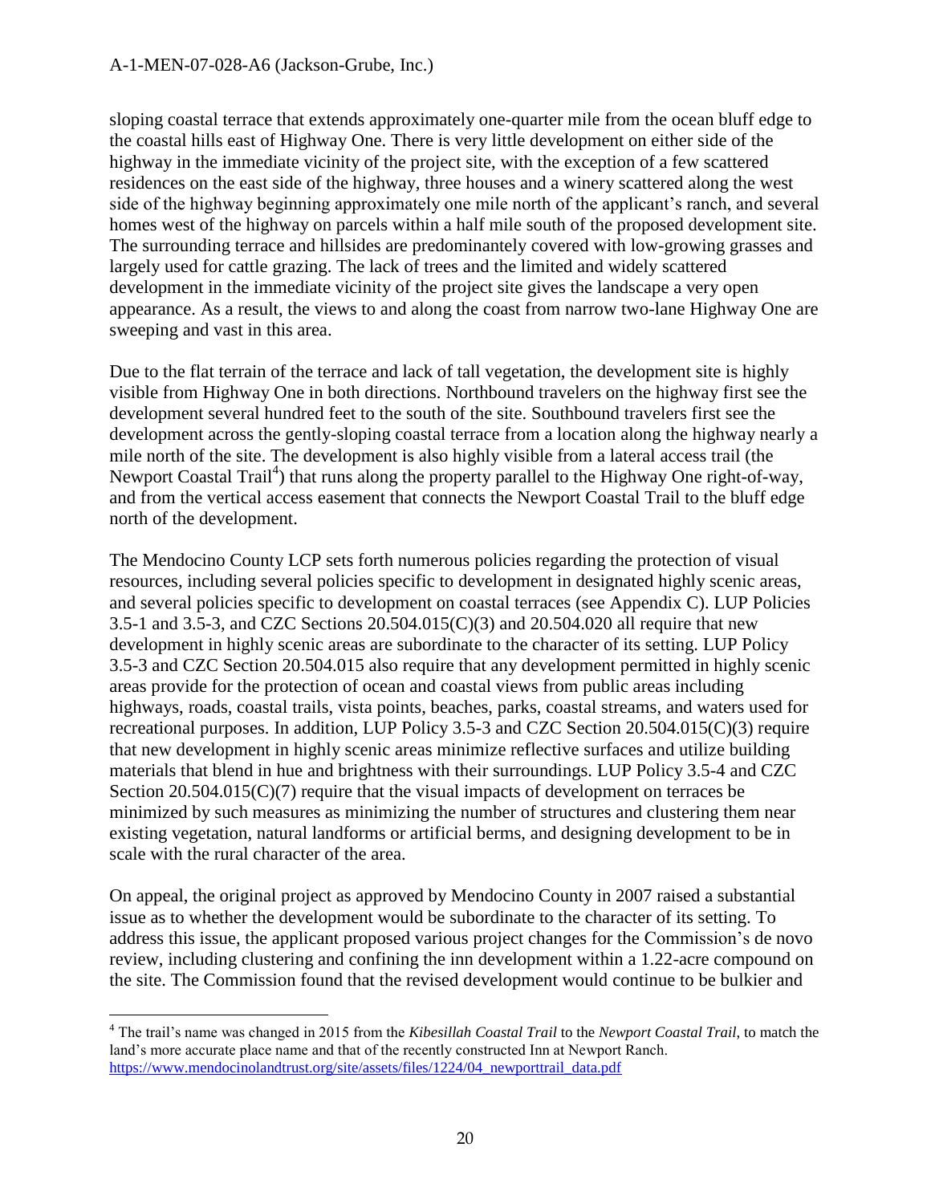sloping coastal terrace that extends approximately one-quarter mile from the ocean bluff edge to the coastal hills east of Highway One. There is very little development on either side of the highway in the immediate vicinity of the project site, with the exception of a few scattered residences on the east side of the highway, three houses and a winery scattered along the west side of the highway beginning approximately one mile north of the applicant's ranch, and several homes west of the highway on parcels within a half mile south of the proposed development site. The surrounding terrace and hillsides are predominantely covered with low-growing grasses and largely used for cattle grazing. The lack of trees and the limited and widely scattered development in the immediate vicinity of the project site gives the landscape a very open appearance. As a result, the views to and along the coast from narrow two-lane Highway One are sweeping and vast in this area.

Due to the flat terrain of the terrace and lack of tall vegetation, the development site is highly visible from Highway One in both directions. Northbound travelers on the highway first see the development several hundred feet to the south of the site. Southbound travelers first see the development across the gently-sloping coastal terrace from a location along the highway nearly a mile north of the site. The development is also highly visible from a lateral access trail (the Newport Coastal Trail[4]) that runs along the property parallel to the Highway One right-of-way, and from the vertical access easement that connects the Newport Coastal Trail to the bluff edge north of the development.

The Mendocino County LCP sets forth numerous policies regarding the protection of visual resources, including several policies specific to development in designated highly scenic areas, and several policies specific to development on coastal terraces (see Appendix C). LUP Policies 3.5-1 and 3.5-3, and CZC Sections 20.504.015(C)(3) and 20.504.020 all require that new development in highly scenic areas are subordinate to the character of its setting. LUP Policy 3.5-3 and CZC Section 20.504.015 also require that any development permitted in highly scenic areas provide for the protection of ocean and coastal views from public areas including highways, roads, coastal trails, vista points, beaches, parks, coastal streams, and waters used for recreational purposes. In addition, LUP Policy 3.5-3 and CZC Section 20.504.015(C)(3) require that new development in highly scenic areas minimize reflective surfaces and utilize building materials that blend in hue and brightness with their surroundings. LUP Policy 3.5-4 and CZC Section 20.504.015(C)(7) require that the visual impacts of development on terraces be minimized by such measures as minimizing the number of structures and clustering them near existing vegetation, natural landforms or artificial berms, and designing development to be in scale with the rural character of the area.

On appeal, the original project as approved by Mendocino County in 2007 raised a substantial issue as to whether the development would be subordinate to the character of its setting. To address this issue, the applicant proposed various project changes for the Commission's de novo review, including clustering and confining the inn development within a 1.22-acre compound on the site. The Commission found that the revised development would continue to be bulkier and

---

[4] The trail's name was changed in 2015 from the *Kibesillah Coastal Trail* to the *Newport Coastal Trail*, to match the land's more accurate place name and that of the recently constructed Inn at Newport Ranch. https://www.mendocinolandtrust.org/site/assets/files/1224/04_newporttrail_data.pdf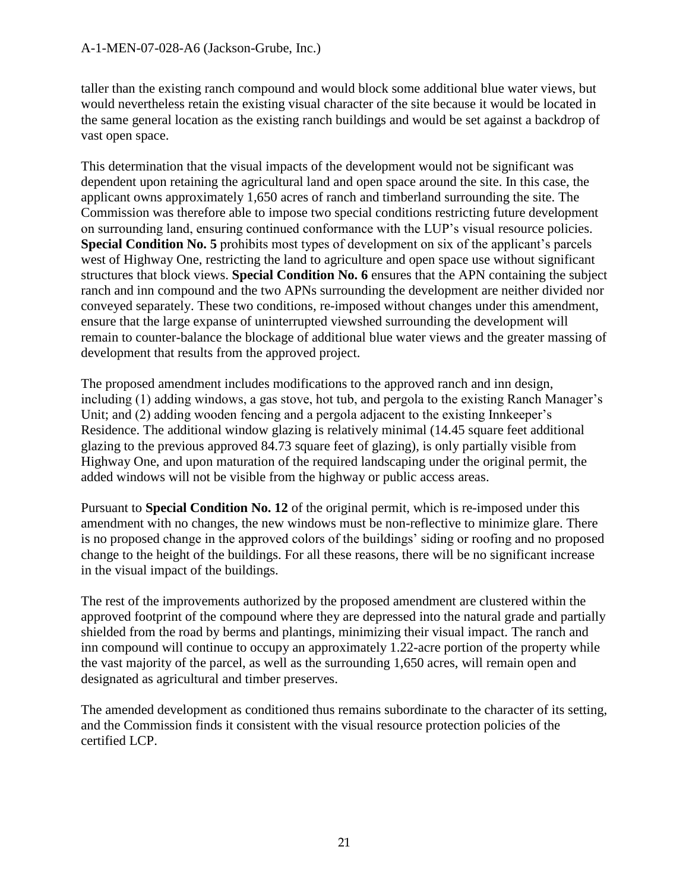taller than the existing ranch compound and would block some additional blue water views, but would nevertheless retain the existing visual character of the site because it would be located in the same general location as the existing ranch buildings and would be set against a backdrop of vast open space.

This determination that the visual impacts of the development would not be significant was dependent upon retaining the agricultural land and open space around the site. In this case, the applicant owns approximately 1,650 acres of ranch and timberland surrounding the site. The Commission was therefore able to impose two special conditions restricting future development on surrounding land, ensuring continued conformance with the LUP's visual resource policies. **Special Condition No. 5** prohibits most types of development on six of the applicant's parcels west of Highway One, restricting the land to agriculture and open space use without significant structures that block views. **Special Condition No. 6** ensures that the APN containing the subject ranch and inn compound and the two APNs surrounding the development are neither divided nor conveyed separately. These two conditions, re-imposed without changes under this amendment, ensure that the large expanse of uninterrupted viewshed surrounding the development will remain to counter-balance the blockage of additional blue water views and the greater massing of development that results from the approved project.

The proposed amendment includes modifications to the approved ranch and inn design, including (1) adding windows, a gas stove, hot tub, and pergola to the existing Ranch Manager's Unit; and (2) adding wooden fencing and a pergola adjacent to the existing Innkeeper's Residence. The additional window glazing is relatively minimal (14.45 square feet additional glazing to the previous approved 84.73 square feet of glazing), is only partially visible from Highway One, and upon maturation of the required landscaping under the original permit, the added windows will not be visible from the highway or public access areas.

Pursuant to **Special Condition No. 12** of the original permit, which is re-imposed under this amendment with no changes, the new windows must be non-reflective to minimize glare. There is no proposed change in the approved colors of the buildings' siding or roofing and no proposed change to the height of the buildings. For all these reasons, there will be no significant increase in the visual impact of the buildings.

The rest of the improvements authorized by the proposed amendment are clustered within the approved footprint of the compound where they are depressed into the natural grade and partially shielded from the road by berms and plantings, minimizing their visual impact. The ranch and inn compound will continue to occupy an approximately 1.22-acre portion of the property while the vast majority of the parcel, as well as the surrounding 1,650 acres, will remain open and designated as agricultural and timber preserves.

The amended development as conditioned thus remains subordinate to the character of its setting, and the Commission finds it consistent with the visual resource protection policies of the certified LCP.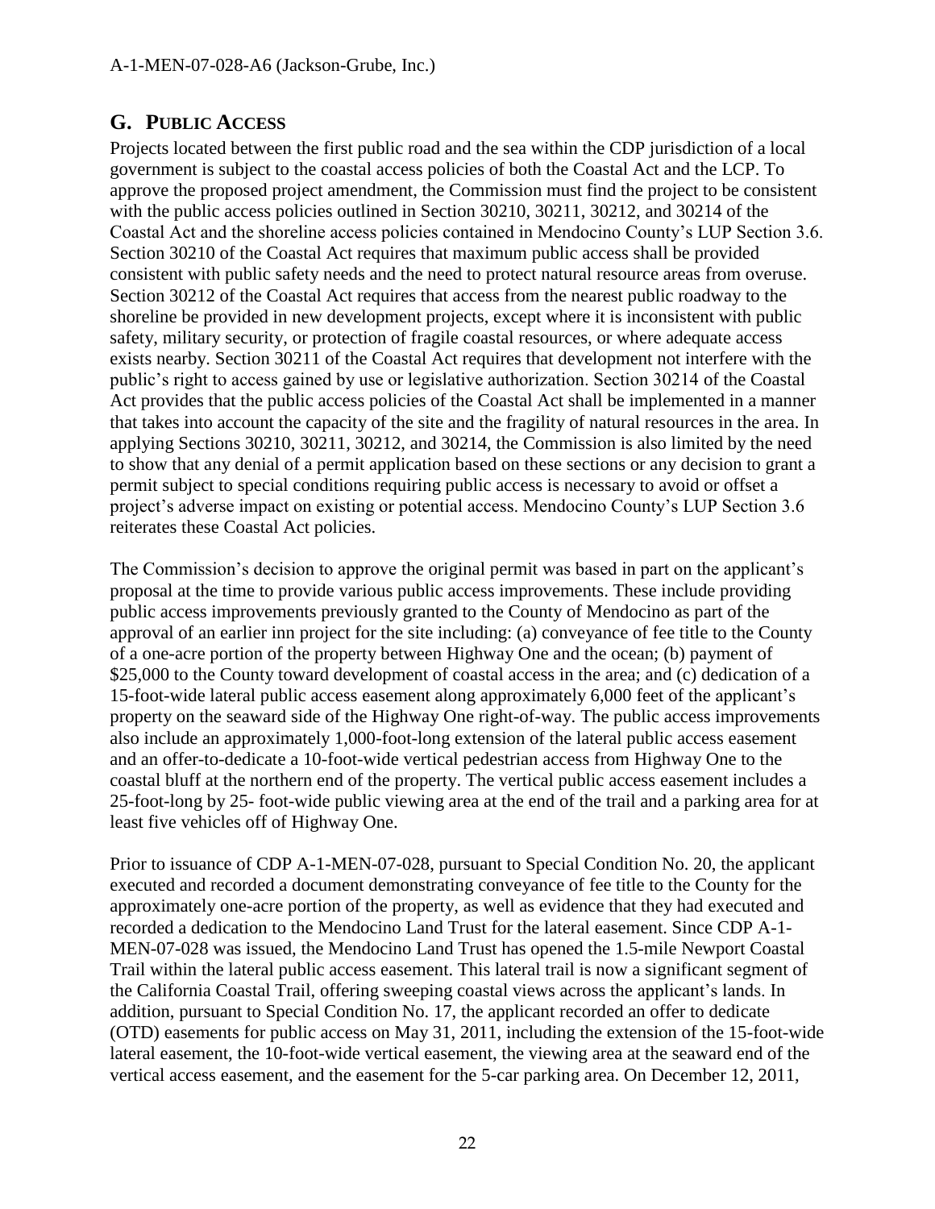## G. Public Access

Projects located between the first public road and the sea within the CDP jurisdiction of a local government is subject to the coastal access policies of both the Coastal Act and the LCP. To approve the proposed project amendment, the Commission must find the project to be consistent with the public access policies outlined in Section 30210, 30211, 30212, and 30214 of the Coastal Act and the shoreline access policies contained in Mendocino County's LUP Section 3.6. Section 30210 of the Coastal Act requires that maximum public access shall be provided consistent with public safety needs and the need to protect natural resource areas from overuse. Section 30212 of the Coastal Act requires that access from the nearest public roadway to the shoreline be provided in new development projects, except where it is inconsistent with public safety, military security, or protection of fragile coastal resources, or where adequate access exists nearby. Section 30211 of the Coastal Act requires that development not interfere with the public's right to access gained by use or legislative authorization. Section 30214 of the Coastal Act provides that the public access policies of the Coastal Act shall be implemented in a manner that takes into account the capacity of the site and the fragility of natural resources in the area. In applying Sections 30210, 30211, 30212, and 30214, the Commission is also limited by the need to show that any denial of a permit application based on these sections or any decision to grant a permit subject to special conditions requiring public access is necessary to avoid or offset a project's adverse impact on existing or potential access. Mendocino County's LUP Section 3.6 reiterates these Coastal Act policies.

The Commission's decision to approve the original permit was based in part on the applicant's proposal at the time to provide various public access improvements. These include providing public access improvements previously granted to the County of Mendocino as part of the approval of an earlier inn project for the site including: (a) conveyance of fee title to the County of a one-acre portion of the property between Highway One and the ocean; (b) payment of $25,000 to the County toward development of coastal access in the area; and (c) dedication of a 15-foot-wide lateral public access easement along approximately 6,000 feet of the applicant's property on the seaward side of the Highway One right-of-way. The public access improvements also include an approximately 1,000-foot-long extension of the lateral public access easement and an offer-to-dedicate a 10-foot-wide vertical pedestrian access from Highway One to the coastal bluff at the northern end of the property. The vertical public access easement includes a 25-foot-long by 25- foot-wide public viewing area at the end of the trail and a parking area for at least five vehicles off of Highway One.

Prior to issuance of CDP A-1-MEN-07-028, pursuant to Special Condition No. 20, the applicant executed and recorded a document demonstrating conveyance of fee title to the County for the approximately one-acre portion of the property, as well as evidence that they had executed and recorded a dedication to the Mendocino Land Trust for the lateral easement. Since CDP A-1-MEN-07-028 was issued, the Mendocino Land Trust has opened the 1.5-mile Newport Coastal Trail within the lateral public access easement. This lateral trail is now a significant segment of the California Coastal Trail, offering sweeping coastal views across the applicant's lands. In addition, pursuant to Special Condition No. 17, the applicant recorded an offer to dedicate (OTD) easements for public access on May 31, 2011, including the extension of the 15-foot-wide lateral easement, the 10-foot-wide vertical easement, the viewing area at the seaward end of the vertical access easement, and the easement for the 5-car parking area. On December 12, 2011,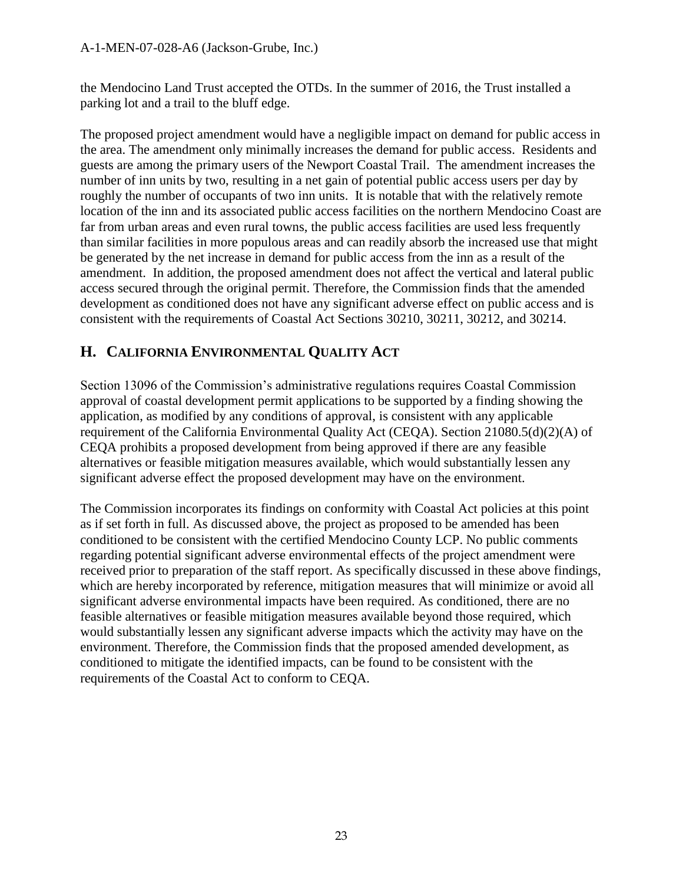the Mendocino Land Trust accepted the OTDs. In the summer of 2016, the Trust installed a parking lot and a trail to the bluff edge.

The proposed project amendment would have a negligible impact on demand for public access in the area. The amendment only minimally increases the demand for public access. Residents and guests are among the primary users of the Newport Coastal Trail. The amendment increases the number of inn units by two, resulting in a net gain of potential public access users per day by roughly the number of occupants of two inn units. It is notable that with the relatively remote location of the inn and its associated public access facilities on the northern Mendocino Coast are far from urban areas and even rural towns, the public access facilities are used less frequently than similar facilities in more populous areas and can readily absorb the increased use that might be generated by the net increase in demand for public access from the inn as a result of the amendment. In addition, the proposed amendment does not affect the vertical and lateral public access secured through the original permit. Therefore, the Commission finds that the amended development as conditioned does not have any significant adverse effect on public access and is consistent with the requirements of Coastal Act Sections 30210, 30211, 30212, and 30214.

## H. California Environmental Quality Act

Section 13096 of the Commission's administrative regulations requires Coastal Commission approval of coastal development permit applications to be supported by a finding showing the application, as modified by any conditions of approval, is consistent with any applicable requirement of the California Environmental Quality Act (CEQA). Section 21080.5(d)(2)(A) of CEQA prohibits a proposed development from being approved if there are any feasible alternatives or feasible mitigation measures available, which would substantially lessen any significant adverse effect the proposed development may have on the environment.

The Commission incorporates its findings on conformity with Coastal Act policies at this point as if set forth in full. As discussed above, the project as proposed to be amended has been conditioned to be consistent with the certified Mendocino County LCP. No public comments regarding potential significant adverse environmental effects of the project amendment were received prior to preparation of the staff report. As specifically discussed in these above findings, which are hereby incorporated by reference, mitigation measures that will minimize or avoid all significant adverse environmental impacts have been required. As conditioned, there are no feasible alternatives or feasible mitigation measures available beyond those required, which would substantially lessen any significant adverse impacts which the activity may have on the environment. Therefore, the Commission finds that the proposed amended development, as conditioned to mitigate the identified impacts, can be found to be consistent with the requirements of the Coastal Act to conform to CEQA.